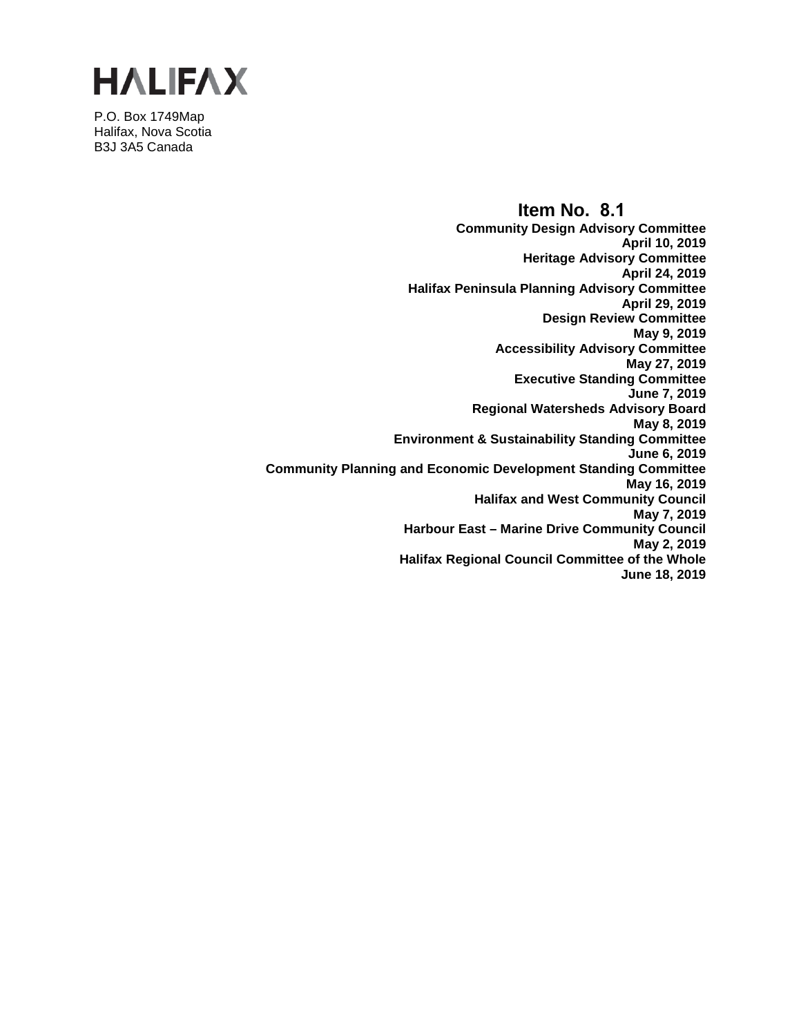# HALIFAX

P.O. Box 1749Map
Halifax, Nova Scotia
B3J 3A5 Canada

## Item No. 8.1

**Community Design Advisory Committee**
**April 10, 2019**
**Heritage Advisory Committee**
**April 24, 2019**
**Halifax Peninsula Planning Advisory Committee**
**April 29, 2019**
**Design Review Committee**
**May 9, 2019**
**Accessibility Advisory Committee**
**May 27, 2019**
**Executive Standing Committee**
**June 7, 2019**
**Regional Watersheds Advisory Board**
**May 8, 2019**
**Environment & Sustainability Standing Committee**
**June 6, 2019**
**Community Planning and Economic Development Standing Committee**
**May 16, 2019**
**Halifax and West Community Council**
**May 7, 2019**
**Harbour East – Marine Drive Community Council**
**May 2, 2019**
**Halifax Regional Council Committee of the Whole**
**June 18, 2019**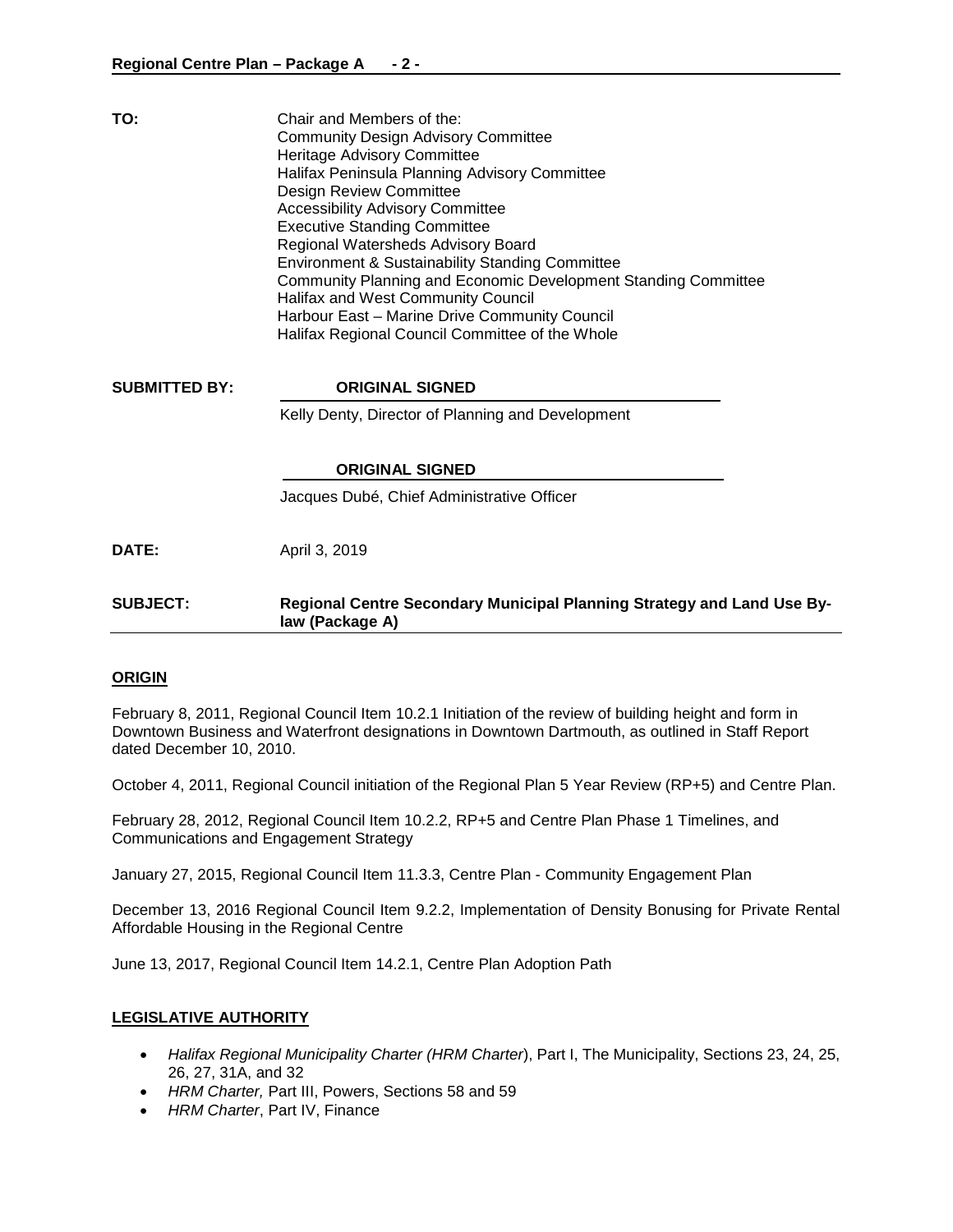**TO:** Chair and Members of the:
Community Design Advisory Committee
Heritage Advisory Committee
Halifax Peninsula Planning Advisory Committee
Design Review Committee
Accessibility Advisory Committee
Executive Standing Committee
Regional Watersheds Advisory Board
Environment & Sustainability Standing Committee
Community Planning and Economic Development Standing Committee
Halifax and West Community Council
Harbour East – Marine Drive Community Council
Halifax Regional Council Committee of the Whole

**SUBMITTED BY:** **ORIGINAL SIGNED**

Kelly Denty, Director of Planning and Development

**ORIGINAL SIGNED**

Jacques Dubé, Chief Administrative Officer

**DATE:** April 3, 2019

**SUBJECT:** **Regional Centre Secondary Municipal Planning Strategy and Land Use By-law (Package A)**

## ORIGIN

February 8, 2011, Regional Council Item 10.2.1 Initiation of the review of building height and form in Downtown Business and Waterfront designations in Downtown Dartmouth, as outlined in Staff Report dated December 10, 2010.

October 4, 2011, Regional Council initiation of the Regional Plan 5 Year Review (RP+5) and Centre Plan.

February 28, 2012, Regional Council Item 10.2.2, RP+5 and Centre Plan Phase 1 Timelines, and Communications and Engagement Strategy

January 27, 2015, Regional Council Item 11.3.3, Centre Plan - Community Engagement Plan

December 13, 2016 Regional Council Item 9.2.2, Implementation of Density Bonusing for Private Rental Affordable Housing in the Regional Centre

June 13, 2017, Regional Council Item 14.2.1, Centre Plan Adoption Path

## LEGISLATIVE AUTHORITY

- *Halifax Regional Municipality Charter (HRM Charter*), Part I, The Municipality, Sections 23, 24, 25, 26, 27, 31A, and 32
- *HRM Charter,* Part III, Powers, Sections 58 and 59
- *HRM Charter*, Part IV, Finance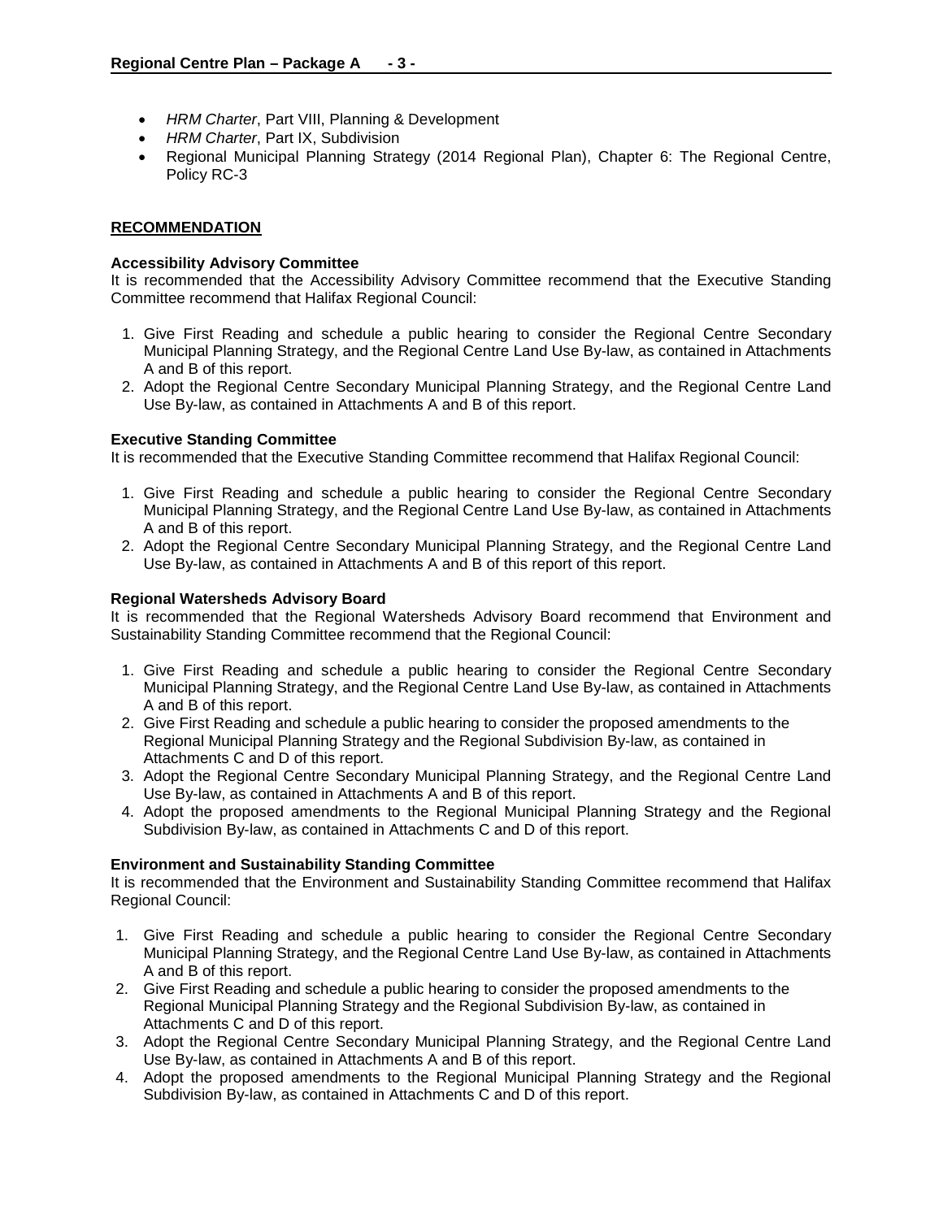- *HRM Charter*, Part VIII, Planning & Development
- *HRM Charter*, Part IX, Subdivision
- Regional Municipal Planning Strategy (2014 Regional Plan), Chapter 6: The Regional Centre, Policy RC-3

## RECOMMENDATION

**Accessibility Advisory Committee**
It is recommended that the Accessibility Advisory Committee recommend that the Executive Standing Committee recommend that Halifax Regional Council:

1. Give First Reading and schedule a public hearing to consider the Regional Centre Secondary Municipal Planning Strategy, and the Regional Centre Land Use By-law, as contained in Attachments A and B of this report.
2. Adopt the Regional Centre Secondary Municipal Planning Strategy, and the Regional Centre Land Use By-law, as contained in Attachments A and B of this report.

**Executive Standing Committee**
It is recommended that the Executive Standing Committee recommend that Halifax Regional Council:

1. Give First Reading and schedule a public hearing to consider the Regional Centre Secondary Municipal Planning Strategy, and the Regional Centre Land Use By-law, as contained in Attachments A and B of this report.
2. Adopt the Regional Centre Secondary Municipal Planning Strategy, and the Regional Centre Land Use By-law, as contained in Attachments A and B of this report of this report.

**Regional Watersheds Advisory Board**
It is recommended that the Regional Watersheds Advisory Board recommend that Environment and Sustainability Standing Committee recommend that the Regional Council:

1. Give First Reading and schedule a public hearing to consider the Regional Centre Secondary Municipal Planning Strategy, and the Regional Centre Land Use By-law, as contained in Attachments A and B of this report.
2. Give First Reading and schedule a public hearing to consider the proposed amendments to the Regional Municipal Planning Strategy and the Regional Subdivision By-law, as contained in Attachments C and D of this report.
3. Adopt the Regional Centre Secondary Municipal Planning Strategy, and the Regional Centre Land Use By-law, as contained in Attachments A and B of this report.
4. Adopt the proposed amendments to the Regional Municipal Planning Strategy and the Regional Subdivision By-law, as contained in Attachments C and D of this report.

**Environment and Sustainability Standing Committee**
It is recommended that the Environment and Sustainability Standing Committee recommend that Halifax Regional Council:

1. Give First Reading and schedule a public hearing to consider the Regional Centre Secondary Municipal Planning Strategy, and the Regional Centre Land Use By-law, as contained in Attachments A and B of this report.
2. Give First Reading and schedule a public hearing to consider the proposed amendments to the Regional Municipal Planning Strategy and the Regional Subdivision By-law, as contained in Attachments C and D of this report.
3. Adopt the Regional Centre Secondary Municipal Planning Strategy, and the Regional Centre Land Use By-law, as contained in Attachments A and B of this report.
4. Adopt the proposed amendments to the Regional Municipal Planning Strategy and the Regional Subdivision By-law, as contained in Attachments C and D of this report.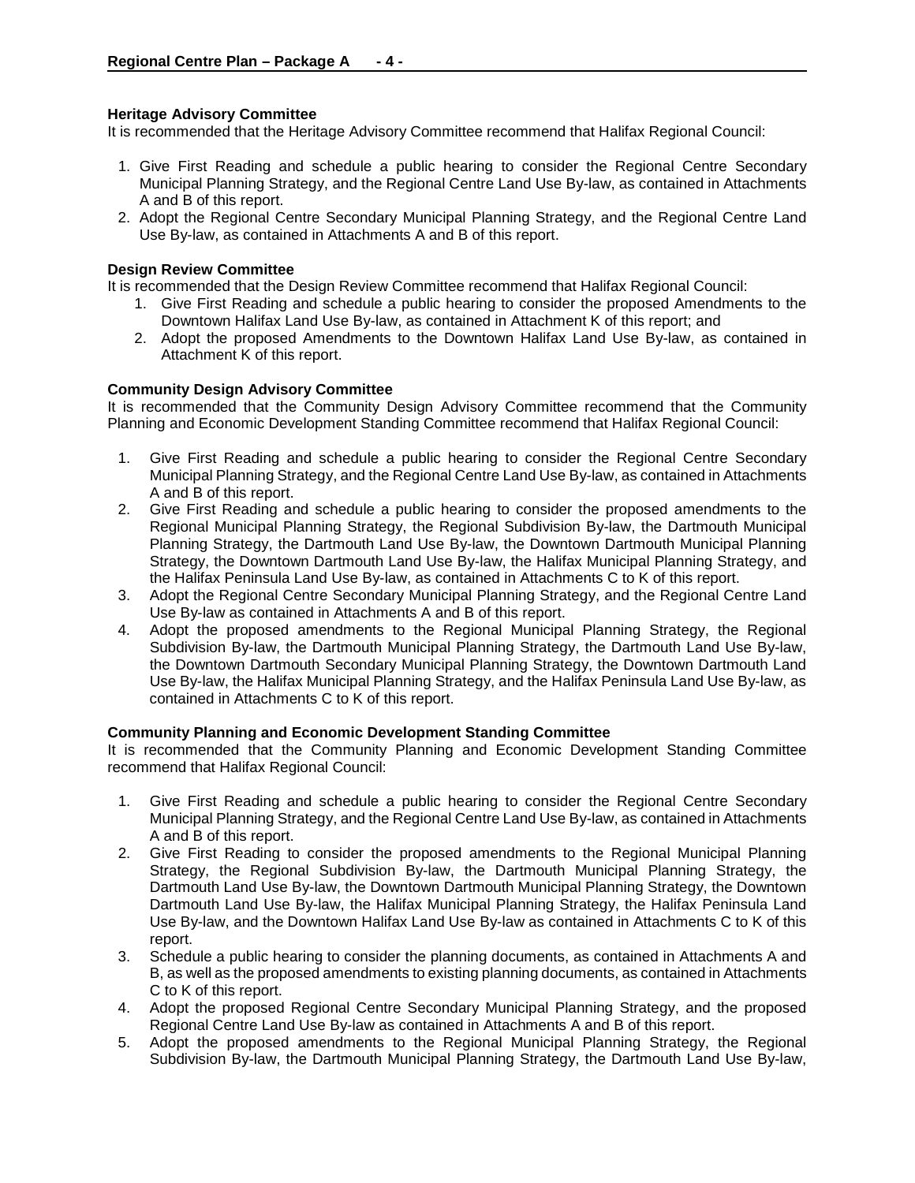**Heritage Advisory Committee**
It is recommended that the Heritage Advisory Committee recommend that Halifax Regional Council:

1. Give First Reading and schedule a public hearing to consider the Regional Centre Secondary Municipal Planning Strategy, and the Regional Centre Land Use By-law, as contained in Attachments A and B of this report.
2. Adopt the Regional Centre Secondary Municipal Planning Strategy, and the Regional Centre Land Use By-law, as contained in Attachments A and B of this report.

**Design Review Committee**
It is recommended that the Design Review Committee recommend that Halifax Regional Council:

1. Give First Reading and schedule a public hearing to consider the proposed Amendments to the Downtown Halifax Land Use By-law, as contained in Attachment K of this report; and
2. Adopt the proposed Amendments to the Downtown Halifax Land Use By-law, as contained in Attachment K of this report.

**Community Design Advisory Committee**
It is recommended that the Community Design Advisory Committee recommend that the Community Planning and Economic Development Standing Committee recommend that Halifax Regional Council:

1. Give First Reading and schedule a public hearing to consider the Regional Centre Secondary Municipal Planning Strategy, and the Regional Centre Land Use By-law, as contained in Attachments A and B of this report.
2. Give First Reading and schedule a public hearing to consider the proposed amendments to the Regional Municipal Planning Strategy, the Regional Subdivision By-law, the Dartmouth Municipal Planning Strategy, the Dartmouth Land Use By-law, the Downtown Dartmouth Municipal Planning Strategy, the Downtown Dartmouth Land Use By-law, the Halifax Municipal Planning Strategy, and the Halifax Peninsula Land Use By-law, as contained in Attachments C to K of this report.
3. Adopt the Regional Centre Secondary Municipal Planning Strategy, and the Regional Centre Land Use By-law as contained in Attachments A and B of this report.
4. Adopt the proposed amendments to the Regional Municipal Planning Strategy, the Regional Subdivision By-law, the Dartmouth Municipal Planning Strategy, the Dartmouth Land Use By-law, the Downtown Dartmouth Secondary Municipal Planning Strategy, the Downtown Dartmouth Land Use By-law, the Halifax Municipal Planning Strategy, and the Halifax Peninsula Land Use By-law, as contained in Attachments C to K of this report.

**Community Planning and Economic Development Standing Committee**
It is recommended that the Community Planning and Economic Development Standing Committee recommend that Halifax Regional Council:

1. Give First Reading and schedule a public hearing to consider the Regional Centre Secondary Municipal Planning Strategy, and the Regional Centre Land Use By-law, as contained in Attachments A and B of this report.
2. Give First Reading to consider the proposed amendments to the Regional Municipal Planning Strategy, the Regional Subdivision By-law, the Dartmouth Municipal Planning Strategy, the Dartmouth Land Use By-law, the Downtown Dartmouth Municipal Planning Strategy, the Downtown Dartmouth Land Use By-law, the Halifax Municipal Planning Strategy, the Halifax Peninsula Land Use By-law, and the Downtown Halifax Land Use By-law as contained in Attachments C to K of this report.
3. Schedule a public hearing to consider the planning documents, as contained in Attachments A and B, as well as the proposed amendments to existing planning documents, as contained in Attachments C to K of this report.
4. Adopt the proposed Regional Centre Secondary Municipal Planning Strategy, and the proposed Regional Centre Land Use By-law as contained in Attachments A and B of this report.
5. Adopt the proposed amendments to the Regional Municipal Planning Strategy, the Regional Subdivision By-law, the Dartmouth Municipal Planning Strategy, the Dartmouth Land Use By-law,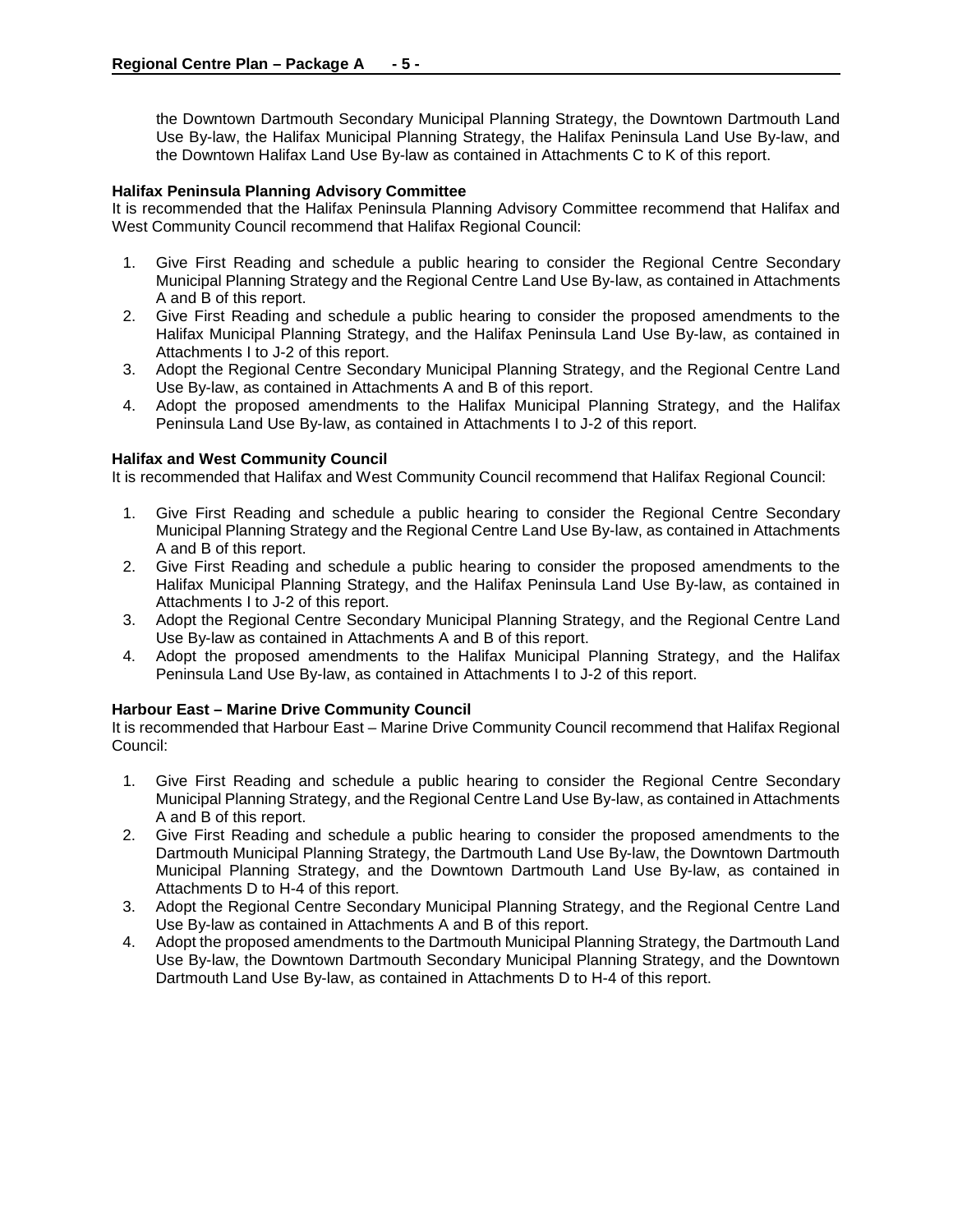the Downtown Dartmouth Secondary Municipal Planning Strategy, the Downtown Dartmouth Land Use By-law, the Halifax Municipal Planning Strategy, the Halifax Peninsula Land Use By-law, and the Downtown Halifax Land Use By-law as contained in Attachments C to K of this report.

**Halifax Peninsula Planning Advisory Committee**

It is recommended that the Halifax Peninsula Planning Advisory Committee recommend that Halifax and West Community Council recommend that Halifax Regional Council:

1. Give First Reading and schedule a public hearing to consider the Regional Centre Secondary Municipal Planning Strategy and the Regional Centre Land Use By-law, as contained in Attachments A and B of this report.
2. Give First Reading and schedule a public hearing to consider the proposed amendments to the Halifax Municipal Planning Strategy, and the Halifax Peninsula Land Use By-law, as contained in Attachments I to J-2 of this report.
3. Adopt the Regional Centre Secondary Municipal Planning Strategy, and the Regional Centre Land Use By-law, as contained in Attachments A and B of this report.
4. Adopt the proposed amendments to the Halifax Municipal Planning Strategy, and the Halifax Peninsula Land Use By-law, as contained in Attachments I to J-2 of this report.

**Halifax and West Community Council**

It is recommended that Halifax and West Community Council recommend that Halifax Regional Council:

1. Give First Reading and schedule a public hearing to consider the Regional Centre Secondary Municipal Planning Strategy and the Regional Centre Land Use By-law, as contained in Attachments A and B of this report.
2. Give First Reading and schedule a public hearing to consider the proposed amendments to the Halifax Municipal Planning Strategy, and the Halifax Peninsula Land Use By-law, as contained in Attachments I to J-2 of this report.
3. Adopt the Regional Centre Secondary Municipal Planning Strategy, and the Regional Centre Land Use By-law as contained in Attachments A and B of this report.
4. Adopt the proposed amendments to the Halifax Municipal Planning Strategy, and the Halifax Peninsula Land Use By-law, as contained in Attachments I to J-2 of this report.

**Harbour East – Marine Drive Community Council**

It is recommended that Harbour East – Marine Drive Community Council recommend that Halifax Regional Council:

1. Give First Reading and schedule a public hearing to consider the Regional Centre Secondary Municipal Planning Strategy, and the Regional Centre Land Use By-law, as contained in Attachments A and B of this report.
2. Give First Reading and schedule a public hearing to consider the proposed amendments to the Dartmouth Municipal Planning Strategy, the Dartmouth Land Use By-law, the Downtown Dartmouth Municipal Planning Strategy, and the Downtown Dartmouth Land Use By-law, as contained in Attachments D to H-4 of this report.
3. Adopt the Regional Centre Secondary Municipal Planning Strategy, and the Regional Centre Land Use By-law as contained in Attachments A and B of this report.
4. Adopt the proposed amendments to the Dartmouth Municipal Planning Strategy, the Dartmouth Land Use By-law, the Downtown Dartmouth Secondary Municipal Planning Strategy, and the Downtown Dartmouth Land Use By-law, as contained in Attachments D to H-4 of this report.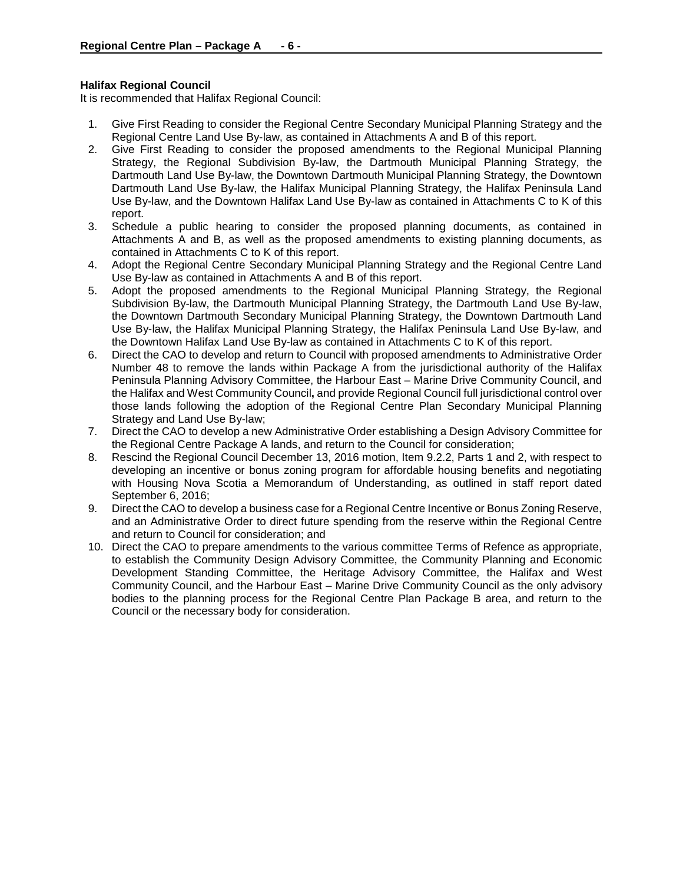**Halifax Regional Council**

It is recommended that Halifax Regional Council:

1. Give First Reading to consider the Regional Centre Secondary Municipal Planning Strategy and the Regional Centre Land Use By-law, as contained in Attachments A and B of this report.
2. Give First Reading to consider the proposed amendments to the Regional Municipal Planning Strategy, the Regional Subdivision By-law, the Dartmouth Municipal Planning Strategy, the Dartmouth Land Use By-law, the Downtown Dartmouth Municipal Planning Strategy, the Downtown Dartmouth Land Use By-law, the Halifax Municipal Planning Strategy, the Halifax Peninsula Land Use By-law, and the Downtown Halifax Land Use By-law as contained in Attachments C to K of this report.
3. Schedule a public hearing to consider the proposed planning documents, as contained in Attachments A and B, as well as the proposed amendments to existing planning documents, as contained in Attachments C to K of this report.
4. Adopt the Regional Centre Secondary Municipal Planning Strategy and the Regional Centre Land Use By-law as contained in Attachments A and B of this report.
5. Adopt the proposed amendments to the Regional Municipal Planning Strategy, the Regional Subdivision By-law, the Dartmouth Municipal Planning Strategy, the Dartmouth Land Use By-law, the Downtown Dartmouth Secondary Municipal Planning Strategy, the Downtown Dartmouth Land Use By-law, the Halifax Municipal Planning Strategy, the Halifax Peninsula Land Use By-law, and the Downtown Halifax Land Use By-law as contained in Attachments C to K of this report.
6. Direct the CAO to develop and return to Council with proposed amendments to Administrative Order Number 48 to remove the lands within Package A from the jurisdictional authority of the Halifax Peninsula Planning Advisory Committee, the Harbour East – Marine Drive Community Council, and the Halifax and West Community Council**,** and provide Regional Council full jurisdictional control over those lands following the adoption of the Regional Centre Plan Secondary Municipal Planning Strategy and Land Use By-law;
7. Direct the CAO to develop a new Administrative Order establishing a Design Advisory Committee for the Regional Centre Package A lands, and return to the Council for consideration;
8. Rescind the Regional Council December 13, 2016 motion, Item 9.2.2, Parts 1 and 2, with respect to developing an incentive or bonus zoning program for affordable housing benefits and negotiating with Housing Nova Scotia a Memorandum of Understanding, as outlined in staff report dated September 6, 2016;
9. Direct the CAO to develop a business case for a Regional Centre Incentive or Bonus Zoning Reserve, and an Administrative Order to direct future spending from the reserve within the Regional Centre and return to Council for consideration; and
10. Direct the CAO to prepare amendments to the various committee Terms of Refence as appropriate, to establish the Community Design Advisory Committee, the Community Planning and Economic Development Standing Committee, the Heritage Advisory Committee, the Halifax and West Community Council, and the Harbour East – Marine Drive Community Council as the only advisory bodies to the planning process for the Regional Centre Plan Package B area, and return to the Council or the necessary body for consideration.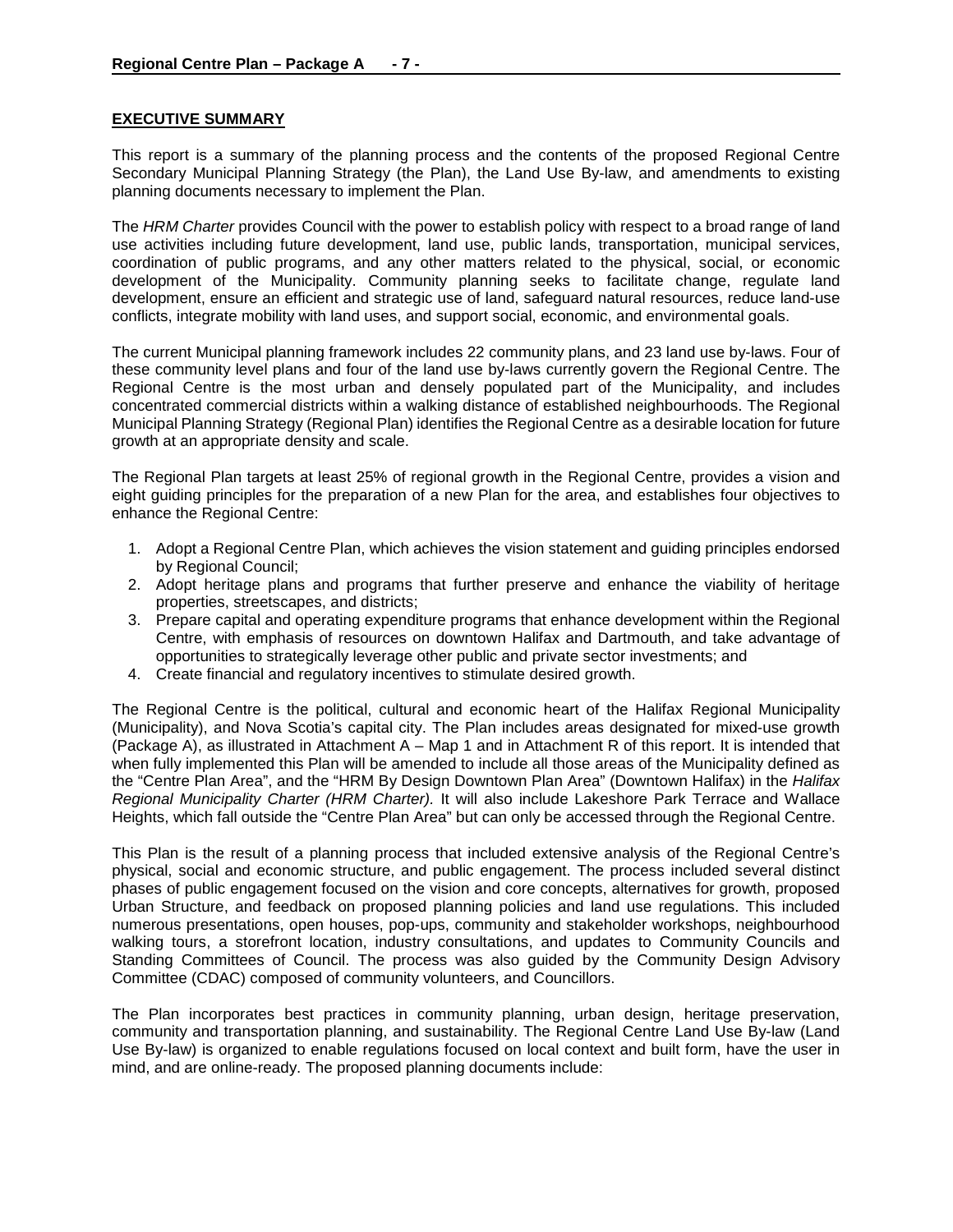## EXECUTIVE SUMMARY

This report is a summary of the planning process and the contents of the proposed Regional Centre Secondary Municipal Planning Strategy (the Plan), the Land Use By-law, and amendments to existing planning documents necessary to implement the Plan.

The *HRM Charter* provides Council with the power to establish policy with respect to a broad range of land use activities including future development, land use, public lands, transportation, municipal services, coordination of public programs, and any other matters related to the physical, social, or economic development of the Municipality. Community planning seeks to facilitate change, regulate land development, ensure an efficient and strategic use of land, safeguard natural resources, reduce land-use conflicts, integrate mobility with land uses, and support social, economic, and environmental goals.

The current Municipal planning framework includes 22 community plans, and 23 land use by-laws. Four of these community level plans and four of the land use by-laws currently govern the Regional Centre. The Regional Centre is the most urban and densely populated part of the Municipality, and includes concentrated commercial districts within a walking distance of established neighbourhoods. The Regional Municipal Planning Strategy (Regional Plan) identifies the Regional Centre as a desirable location for future growth at an appropriate density and scale.

The Regional Plan targets at least 25% of regional growth in the Regional Centre, provides a vision and eight guiding principles for the preparation of a new Plan for the area, and establishes four objectives to enhance the Regional Centre:

1. Adopt a Regional Centre Plan, which achieves the vision statement and guiding principles endorsed by Regional Council;
2. Adopt heritage plans and programs that further preserve and enhance the viability of heritage properties, streetscapes, and districts;
3. Prepare capital and operating expenditure programs that enhance development within the Regional Centre, with emphasis of resources on downtown Halifax and Dartmouth, and take advantage of opportunities to strategically leverage other public and private sector investments; and
4. Create financial and regulatory incentives to stimulate desired growth.

The Regional Centre is the political, cultural and economic heart of the Halifax Regional Municipality (Municipality), and Nova Scotia's capital city. The Plan includes areas designated for mixed-use growth (Package A), as illustrated in Attachment A – Map 1 and in Attachment R of this report. It is intended that when fully implemented this Plan will be amended to include all those areas of the Municipality defined as the "Centre Plan Area", and the "HRM By Design Downtown Plan Area" (Downtown Halifax) in the *Halifax Regional Municipality Charter (HRM Charter).* It will also include Lakeshore Park Terrace and Wallace Heights, which fall outside the "Centre Plan Area" but can only be accessed through the Regional Centre.

This Plan is the result of a planning process that included extensive analysis of the Regional Centre's physical, social and economic structure, and public engagement. The process included several distinct phases of public engagement focused on the vision and core concepts, alternatives for growth, proposed Urban Structure, and feedback on proposed planning policies and land use regulations. This included numerous presentations, open houses, pop-ups, community and stakeholder workshops, neighbourhood walking tours, a storefront location, industry consultations, and updates to Community Councils and Standing Committees of Council. The process was also guided by the Community Design Advisory Committee (CDAC) composed of community volunteers, and Councillors.

The Plan incorporates best practices in community planning, urban design, heritage preservation, community and transportation planning, and sustainability. The Regional Centre Land Use By-law (Land Use By-law) is organized to enable regulations focused on local context and built form, have the user in mind, and are online-ready. The proposed planning documents include: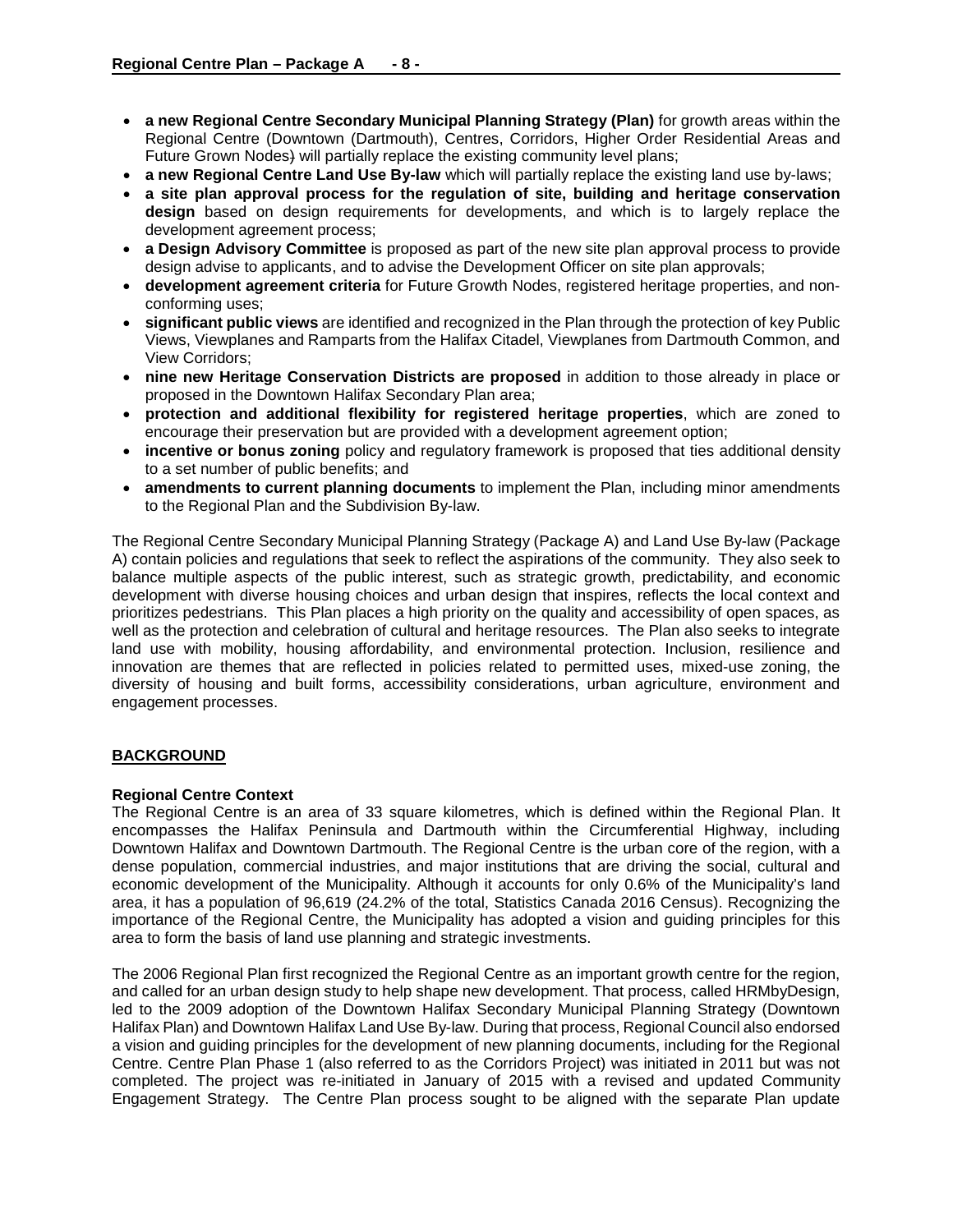- **a new Regional Centre Secondary Municipal Planning Strategy (Plan)** for growth areas within the Regional Centre (Downtown (Dartmouth), Centres, Corridors, Higher Order Residential Areas and Future Grown Nodes) will partially replace the existing community level plans;
- **a new Regional Centre Land Use By-law** which will partially replace the existing land use by-laws;
- **a site plan approval process for the regulation of site, building and heritage conservation design** based on design requirements for developments, and which is to largely replace the development agreement process;
- **a Design Advisory Committee** is proposed as part of the new site plan approval process to provide design advise to applicants, and to advise the Development Officer on site plan approvals;
- **development agreement criteria** for Future Growth Nodes, registered heritage properties, and non-conforming uses;
- **significant public views** are identified and recognized in the Plan through the protection of key Public Views, Viewplanes and Ramparts from the Halifax Citadel, Viewplanes from Dartmouth Common, and View Corridors;
- **nine new Heritage Conservation Districts are proposed** in addition to those already in place or proposed in the Downtown Halifax Secondary Plan area;
- **protection and additional flexibility for registered heritage properties**, which are zoned to encourage their preservation but are provided with a development agreement option;
- **incentive or bonus zoning** policy and regulatory framework is proposed that ties additional density to a set number of public benefits; and
- **amendments to current planning documents** to implement the Plan, including minor amendments to the Regional Plan and the Subdivision By-law.

The Regional Centre Secondary Municipal Planning Strategy (Package A) and Land Use By-law (Package A) contain policies and regulations that seek to reflect the aspirations of the community. They also seek to balance multiple aspects of the public interest, such as strategic growth, predictability, and economic development with diverse housing choices and urban design that inspires, reflects the local context and prioritizes pedestrians. This Plan places a high priority on the quality and accessibility of open spaces, as well as the protection and celebration of cultural and heritage resources. The Plan also seeks to integrate land use with mobility, housing affordability, and environmental protection. Inclusion, resilience and innovation are themes that are reflected in policies related to permitted uses, mixed-use zoning, the diversity of housing and built forms, accessibility considerations, urban agriculture, environment and engagement processes.

## BACKGROUND

### Regional Centre Context

The Regional Centre is an area of 33 square kilometres, which is defined within the Regional Plan. It encompasses the Halifax Peninsula and Dartmouth within the Circumferential Highway, including Downtown Halifax and Downtown Dartmouth. The Regional Centre is the urban core of the region, with a dense population, commercial industries, and major institutions that are driving the social, cultural and economic development of the Municipality. Although it accounts for only 0.6% of the Municipality's land area, it has a population of 96,619 (24.2% of the total, Statistics Canada 2016 Census). Recognizing the importance of the Regional Centre, the Municipality has adopted a vision and guiding principles for this area to form the basis of land use planning and strategic investments.

The 2006 Regional Plan first recognized the Regional Centre as an important growth centre for the region, and called for an urban design study to help shape new development. That process, called HRMbyDesign, led to the 2009 adoption of the Downtown Halifax Secondary Municipal Planning Strategy (Downtown Halifax Plan) and Downtown Halifax Land Use By-law. During that process, Regional Council also endorsed a vision and guiding principles for the development of new planning documents, including for the Regional Centre. Centre Plan Phase 1 (also referred to as the Corridors Project) was initiated in 2011 but was not completed. The project was re-initiated in January of 2015 with a revised and updated Community Engagement Strategy. The Centre Plan process sought to be aligned with the separate Plan update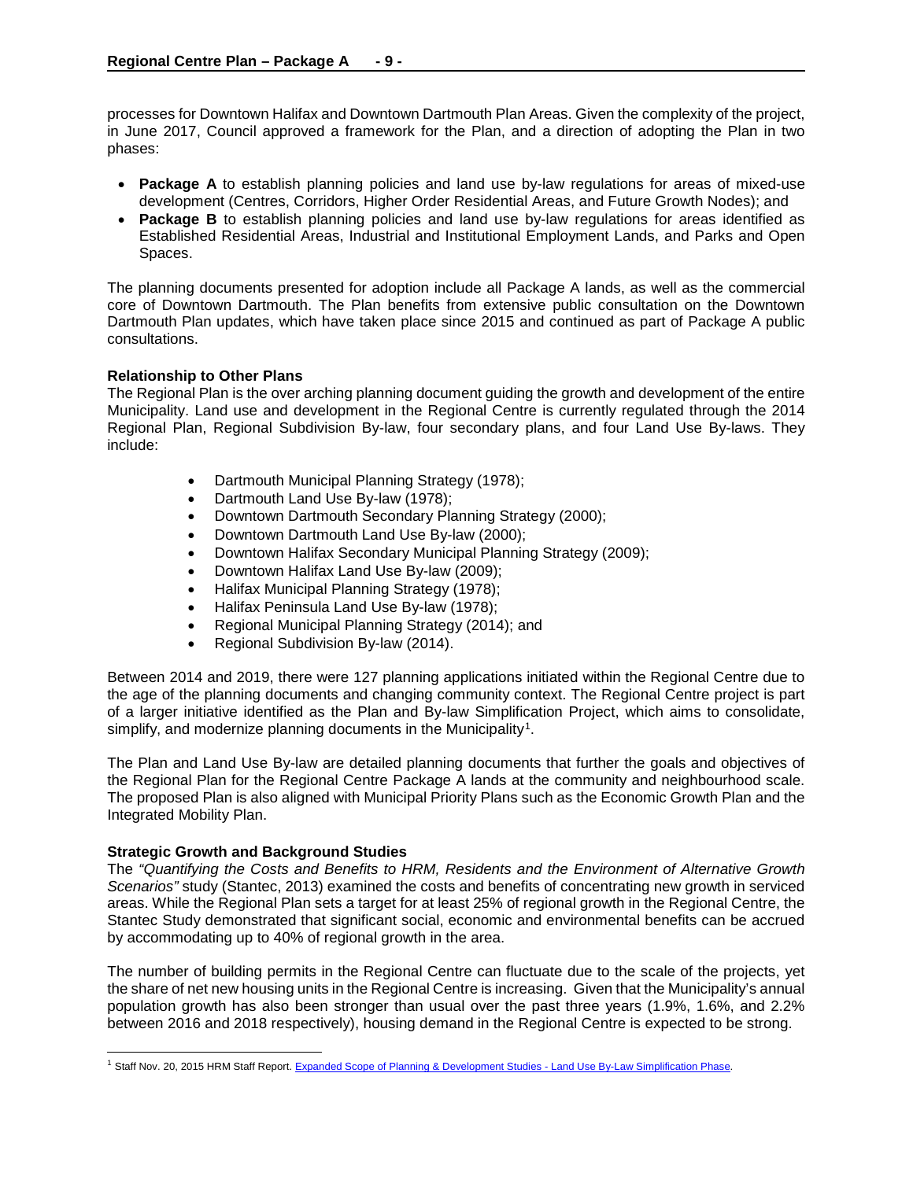processes for Downtown Halifax and Downtown Dartmouth Plan Areas. Given the complexity of the project, in June 2017, Council approved a framework for the Plan, and a direction of adopting the Plan in two phases:

- **Package A** to establish planning policies and land use by-law regulations for areas of mixed-use development (Centres, Corridors, Higher Order Residential Areas, and Future Growth Nodes); and
- **Package B** to establish planning policies and land use by-law regulations for areas identified as Established Residential Areas, Industrial and Institutional Employment Lands, and Parks and Open Spaces.

The planning documents presented for adoption include all Package A lands, as well as the commercial core of Downtown Dartmouth. The Plan benefits from extensive public consultation on the Downtown Dartmouth Plan updates, which have taken place since 2015 and continued as part of Package A public consultations.

**Relationship to Other Plans**

The Regional Plan is the over arching planning document guiding the growth and development of the entire Municipality. Land use and development in the Regional Centre is currently regulated through the 2014 Regional Plan, Regional Subdivision By-law, four secondary plans, and four Land Use By-laws. They include:

- Dartmouth Municipal Planning Strategy (1978);
- Dartmouth Land Use By-law (1978);
- Downtown Dartmouth Secondary Planning Strategy (2000);
- Downtown Dartmouth Land Use By-law (2000);
- Downtown Halifax Secondary Municipal Planning Strategy (2009);
- Downtown Halifax Land Use By-law (2009);
- Halifax Municipal Planning Strategy (1978);
- Halifax Peninsula Land Use By-law (1978);
- Regional Municipal Planning Strategy (2014); and
- Regional Subdivision By-law (2014).

Between 2014 and 2019, there were 127 planning applications initiated within the Regional Centre due to the age of the planning documents and changing community context. The Regional Centre project is part of a larger initiative identified as the Plan and By-law Simplification Project, which aims to consolidate, simplify, and modernize planning documents in the Municipality[1].

The Plan and Land Use By-law are detailed planning documents that further the goals and objectives of the Regional Plan for the Regional Centre Package A lands at the community and neighbourhood scale. The proposed Plan is also aligned with Municipal Priority Plans such as the Economic Growth Plan and the Integrated Mobility Plan.

**Strategic Growth and Background Studies**

The *"Quantifying the Costs and Benefits to HRM, Residents and the Environment of Alternative Growth Scenarios"* study (Stantec, 2013) examined the costs and benefits of concentrating new growth in serviced areas. While the Regional Plan sets a target for at least 25% of regional growth in the Regional Centre, the Stantec Study demonstrated that significant social, economic and environmental benefits can be accrued by accommodating up to 40% of regional growth in the area.

The number of building permits in the Regional Centre can fluctuate due to the scale of the projects, yet the share of net new housing units in the Regional Centre is increasing. Given that the Municipality's annual population growth has also been stronger than usual over the past three years (1.9%, 1.6%, and 2.2% between 2016 and 2018 respectively), housing demand in the Regional Centre is expected to be strong.

[1] Staff Nov. 20, 2015 HRM Staff Report. Expanded Scope of Planning & Development Studies - Land Use By-Law Simplification Phase.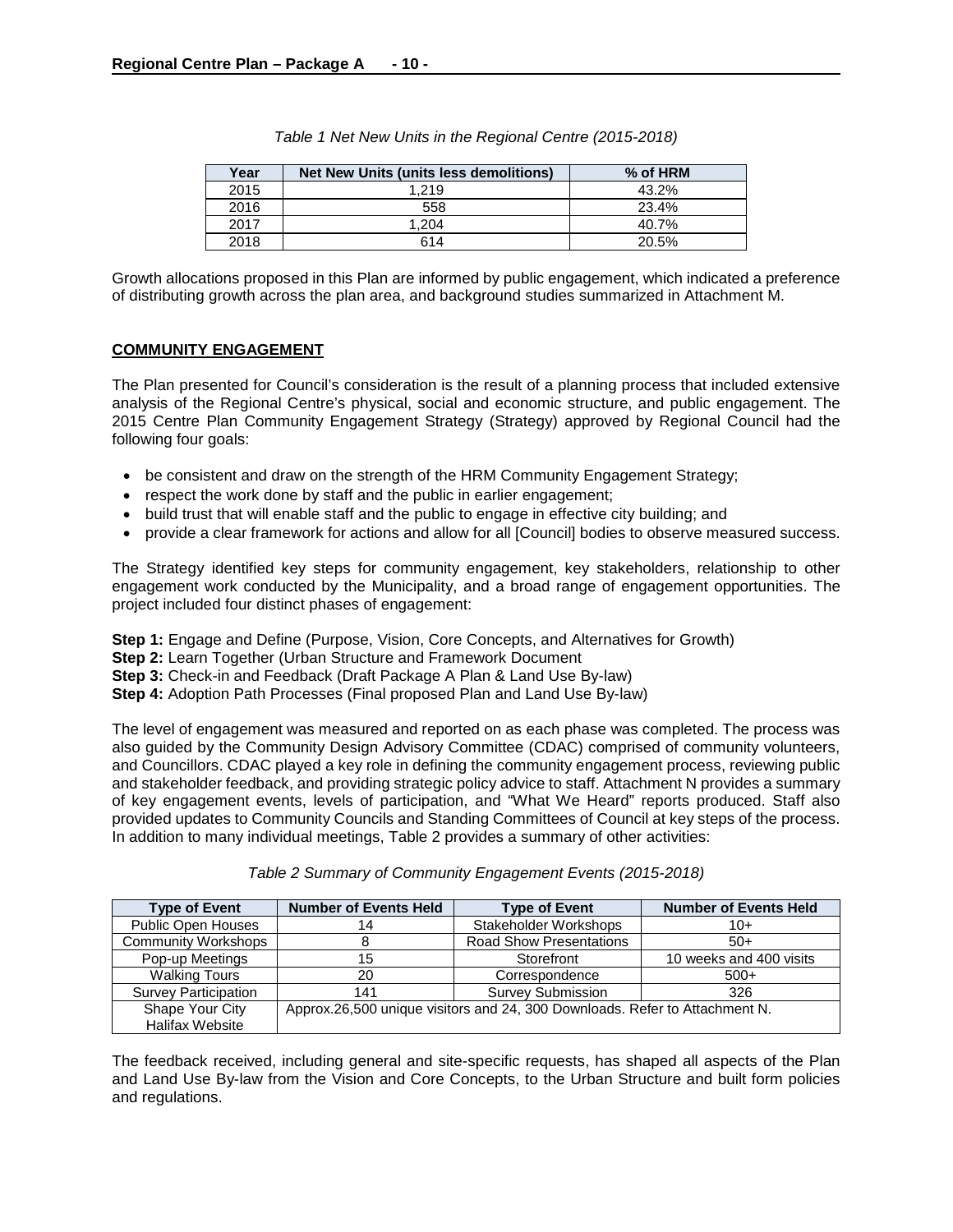*Table 1 Net New Units in the Regional Centre (2015-2018)*

| Year | Net New Units (units less demolitions) | % of HRM |
|---|---|---|
| 2015 | 1,219 | 43.2% |
| 2016 | 558 | 23.4% |
| 2017 | 1,204 | 40.7% |
| 2018 | 614 | 20.5% |

Growth allocations proposed in this Plan are informed by public engagement, which indicated a preference of distributing growth across the plan area, and background studies summarized in Attachment M.

**COMMUNITY ENGAGEMENT**

The Plan presented for Council's consideration is the result of a planning process that included extensive analysis of the Regional Centre's physical, social and economic structure, and public engagement. The 2015 Centre Plan Community Engagement Strategy (Strategy) approved by Regional Council had the following four goals:

- be consistent and draw on the strength of the HRM Community Engagement Strategy;
- respect the work done by staff and the public in earlier engagement;
- build trust that will enable staff and the public to engage in effective city building; and
- provide a clear framework for actions and allow for all [Council] bodies to observe measured success.

The Strategy identified key steps for community engagement, key stakeholders, relationship to other engagement work conducted by the Municipality, and a broad range of engagement opportunities. The project included four distinct phases of engagement:

**Step 1:** Engage and Define (Purpose, Vision, Core Concepts, and Alternatives for Growth)
**Step 2:** Learn Together (Urban Structure and Framework Document
**Step 3:** Check-in and Feedback (Draft Package A Plan & Land Use By-law)
**Step 4:** Adoption Path Processes (Final proposed Plan and Land Use By-law)

The level of engagement was measured and reported on as each phase was completed. The process was also guided by the Community Design Advisory Committee (CDAC) comprised of community volunteers, and Councillors. CDAC played a key role in defining the community engagement process, reviewing public and stakeholder feedback, and providing strategic policy advice to staff. Attachment N provides a summary of key engagement events, levels of participation, and "What We Heard" reports produced. Staff also provided updates to Community Councils and Standing Committees of Council at key steps of the process. In addition to many individual meetings, Table 2 provides a summary of other activities:

*Table 2 Summary of Community Engagement Events (2015-2018)*

| Type of Event | Number of Events Held | Type of Event | Number of Events Held |
|---|---|---|---|
| Public Open Houses | 14 | Stakeholder Workshops | 10+ |
| Community Workshops | 8 | Road Show Presentations | 50+ |
| Pop-up Meetings | 15 | Storefront | 10 weeks and 400 visits |
| Walking Tours | 20 | Correspondence | 500+ |
| Survey Participation | 141 | Survey Submission | 326 |
| Shape Your City Halifax Website | Approx.26,500 unique visitors and 24, 300 Downloads. Refer to Attachment N. | | |

The feedback received, including general and site-specific requests, has shaped all aspects of the Plan and Land Use By-law from the Vision and Core Concepts, to the Urban Structure and built form policies and regulations.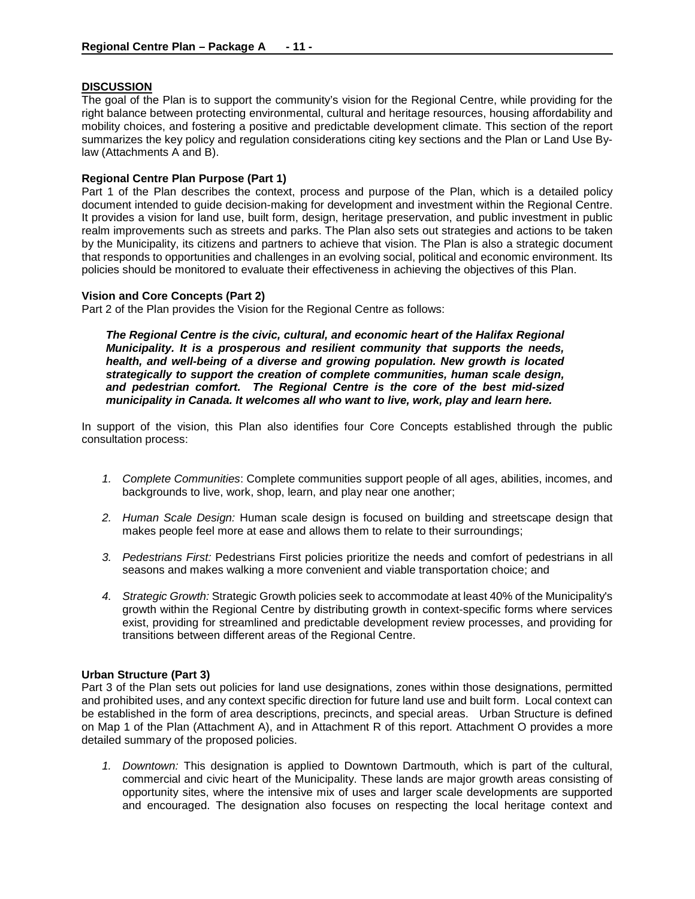**DISCUSSION**

The goal of the Plan is to support the community's vision for the Regional Centre, while providing for the right balance between protecting environmental, cultural and heritage resources, housing affordability and mobility choices, and fostering a positive and predictable development climate. This section of the report summarizes the key policy and regulation considerations citing key sections and the Plan or Land Use By-law (Attachments A and B).

**Regional Centre Plan Purpose (Part 1)**

Part 1 of the Plan describes the context, process and purpose of the Plan, which is a detailed policy document intended to guide decision-making for development and investment within the Regional Centre. It provides a vision for land use, built form, design, heritage preservation, and public investment in public realm improvements such as streets and parks. The Plan also sets out strategies and actions to be taken by the Municipality, its citizens and partners to achieve that vision. The Plan is also a strategic document that responds to opportunities and challenges in an evolving social, political and economic environment. Its policies should be monitored to evaluate their effectiveness in achieving the objectives of this Plan.

**Vision and Core Concepts (Part 2)**

Part 2 of the Plan provides the Vision for the Regional Centre as follows:

> ***The Regional Centre is the civic, cultural, and economic heart of the Halifax Regional Municipality. It is a prosperous and resilient community that supports the needs, health, and well-being of a diverse and growing population. New growth is located strategically to support the creation of complete communities, human scale design, and pedestrian comfort. The Regional Centre is the core of the best mid-sized municipality in Canada. It welcomes all who want to live, work, play and learn here.***

In support of the vision, this Plan also identifies four Core Concepts established through the public consultation process:

1. *Complete Communities*: Complete communities support people of all ages, abilities, incomes, and backgrounds to live, work, shop, learn, and play near one another;
2. *Human Scale Design:* Human scale design is focused on building and streetscape design that makes people feel more at ease and allows them to relate to their surroundings;
3. *Pedestrians First:* Pedestrians First policies prioritize the needs and comfort of pedestrians in all seasons and makes walking a more convenient and viable transportation choice; and
4. *Strategic Growth:* Strategic Growth policies seek to accommodate at least 40% of the Municipality's growth within the Regional Centre by distributing growth in context-specific forms where services exist, providing for streamlined and predictable development review processes, and providing for transitions between different areas of the Regional Centre.

**Urban Structure (Part 3)**

Part 3 of the Plan sets out policies for land use designations, zones within those designations, permitted and prohibited uses, and any context specific direction for future land use and built form. Local context can be established in the form of area descriptions, precincts, and special areas. Urban Structure is defined on Map 1 of the Plan (Attachment A), and in Attachment R of this report. Attachment O provides a more detailed summary of the proposed policies.

1. *Downtown:* This designation is applied to Downtown Dartmouth, which is part of the cultural, commercial and civic heart of the Municipality. These lands are major growth areas consisting of opportunity sites, where the intensive mix of uses and larger scale developments are supported and encouraged. The designation also focuses on respecting the local heritage context and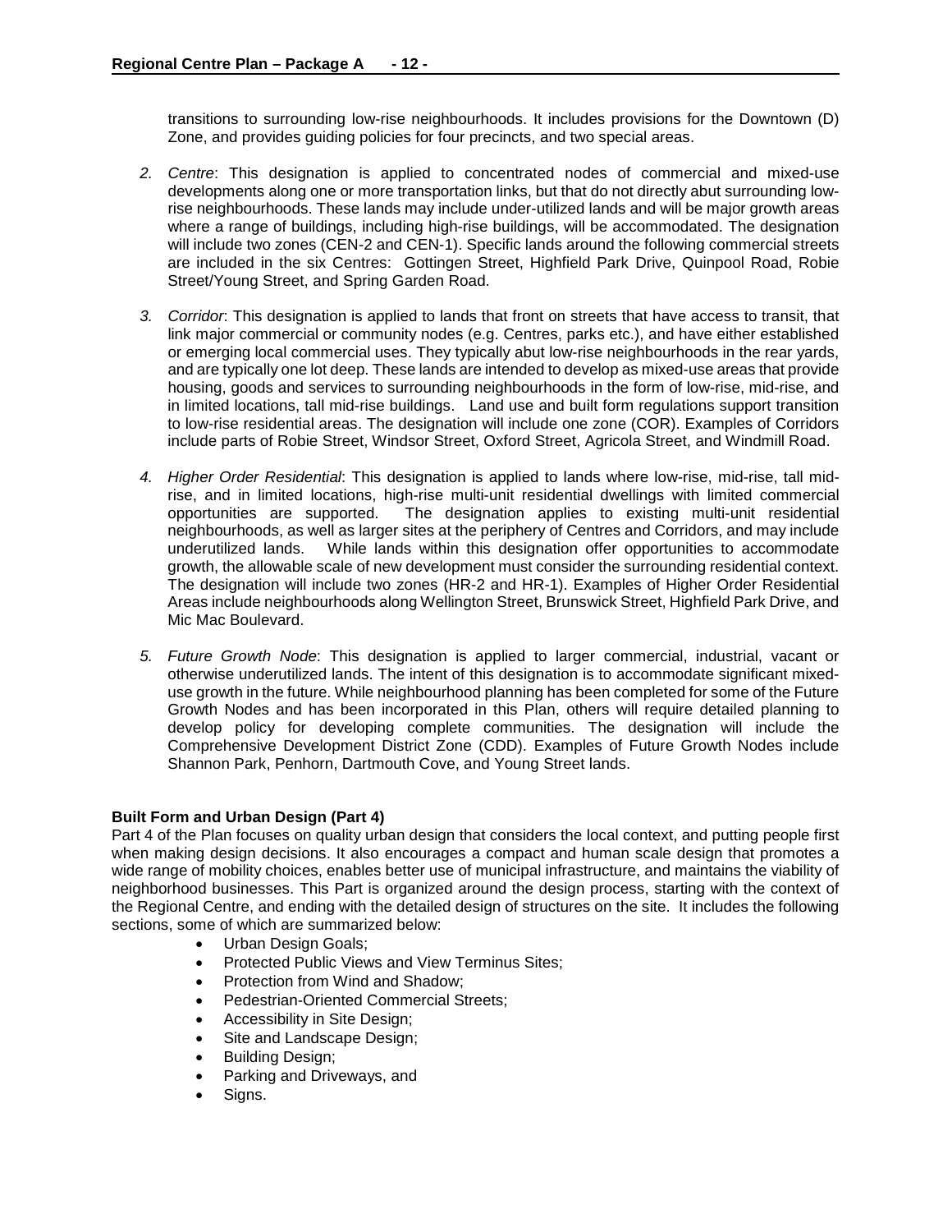transitions to surrounding low-rise neighbourhoods. It includes provisions for the Downtown (D) Zone, and provides guiding policies for four precincts, and two special areas.

2. *Centre*: This designation is applied to concentrated nodes of commercial and mixed-use developments along one or more transportation links, but that do not directly abut surrounding low-rise neighbourhoods. These lands may include under-utilized lands and will be major growth areas where a range of buildings, including high-rise buildings, will be accommodated. The designation will include two zones (CEN-2 and CEN-1). Specific lands around the following commercial streets are included in the six Centres: Gottingen Street, Highfield Park Drive, Quinpool Road, Robie Street/Young Street, and Spring Garden Road.

3. *Corridor*: This designation is applied to lands that front on streets that have access to transit, that link major commercial or community nodes (e.g. Centres, parks etc.), and have either established or emerging local commercial uses. They typically abut low-rise neighbourhoods in the rear yards, and are typically one lot deep. These lands are intended to develop as mixed-use areas that provide housing, goods and services to surrounding neighbourhoods in the form of low-rise, mid-rise, and in limited locations, tall mid-rise buildings. Land use and built form regulations support transition to low-rise residential areas. The designation will include one zone (COR). Examples of Corridors include parts of Robie Street, Windsor Street, Oxford Street, Agricola Street, and Windmill Road.

4. *Higher Order Residential*: This designation is applied to lands where low-rise, mid-rise, tall mid-rise, and in limited locations, high-rise multi-unit residential dwellings with limited commercial opportunities are supported. The designation applies to existing multi-unit residential neighbourhoods, as well as larger sites at the periphery of Centres and Corridors, and may include underutilized lands. While lands within this designation offer opportunities to accommodate growth, the allowable scale of new development must consider the surrounding residential context. The designation will include two zones (HR-2 and HR-1). Examples of Higher Order Residential Areas include neighbourhoods along Wellington Street, Brunswick Street, Highfield Park Drive, and Mic Mac Boulevard.

5. *Future Growth Node*: This designation is applied to larger commercial, industrial, vacant or otherwise underutilized lands. The intent of this designation is to accommodate significant mixed-use growth in the future. While neighbourhood planning has been completed for some of the Future Growth Nodes and has been incorporated in this Plan, others will require detailed planning to develop policy for developing complete communities. The designation will include the Comprehensive Development District Zone (CDD). Examples of Future Growth Nodes include Shannon Park, Penhorn, Dartmouth Cove, and Young Street lands.

**Built Form and Urban Design (Part 4)**

Part 4 of the Plan focuses on quality urban design that considers the local context, and putting people first when making design decisions. It also encourages a compact and human scale design that promotes a wide range of mobility choices, enables better use of municipal infrastructure, and maintains the viability of neighborhood businesses. This Part is organized around the design process, starting with the context of the Regional Centre, and ending with the detailed design of structures on the site. It includes the following sections, some of which are summarized below:

- Urban Design Goals;
- Protected Public Views and View Terminus Sites;
- Protection from Wind and Shadow;
- Pedestrian-Oriented Commercial Streets;
- Accessibility in Site Design;
- Site and Landscape Design;
- Building Design;
- Parking and Driveways, and
- Signs.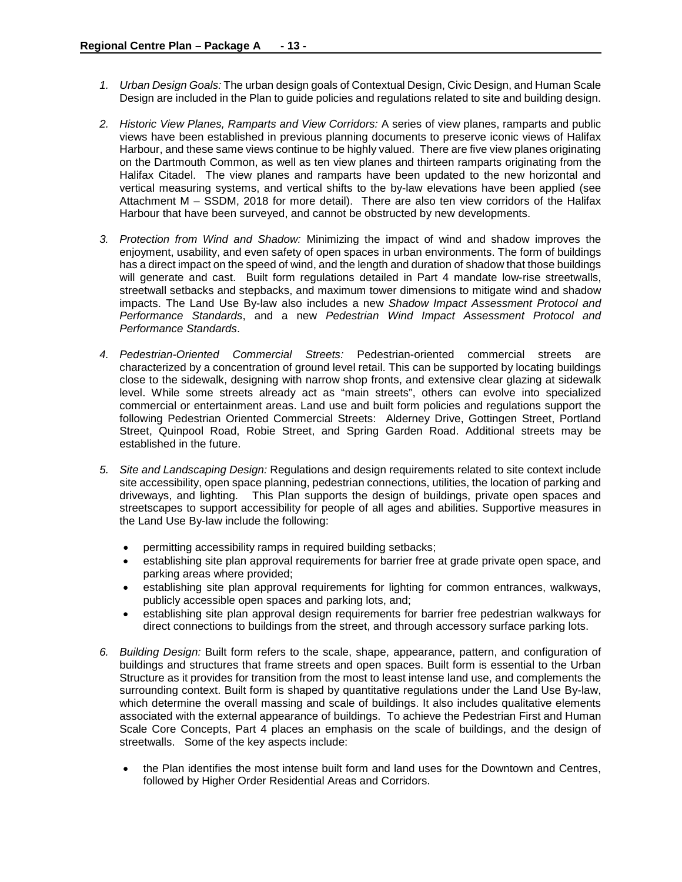1. *Urban Design Goals:* The urban design goals of Contextual Design, Civic Design, and Human Scale Design are included in the Plan to guide policies and regulations related to site and building design.

2. *Historic View Planes, Ramparts and View Corridors:* A series of view planes, ramparts and public views have been established in previous planning documents to preserve iconic views of Halifax Harbour, and these same views continue to be highly valued. There are five view planes originating on the Dartmouth Common, as well as ten view planes and thirteen ramparts originating from the Halifax Citadel. The view planes and ramparts have been updated to the new horizontal and vertical measuring systems, and vertical shifts to the by-law elevations have been applied (see Attachment M – SSDM, 2018 for more detail). There are also ten view corridors of the Halifax Harbour that have been surveyed, and cannot be obstructed by new developments.

3. *Protection from Wind and Shadow:* Minimizing the impact of wind and shadow improves the enjoyment, usability, and even safety of open spaces in urban environments. The form of buildings has a direct impact on the speed of wind, and the length and duration of shadow that those buildings will generate and cast. Built form regulations detailed in Part 4 mandate low-rise streetwalls, streetwall setbacks and stepbacks, and maximum tower dimensions to mitigate wind and shadow impacts. The Land Use By-law also includes a new *Shadow Impact Assessment Protocol and Performance Standards*, and a new *Pedestrian Wind Impact Assessment Protocol and Performance Standards*.

4. *Pedestrian-Oriented Commercial Streets:* Pedestrian-oriented commercial streets are characterized by a concentration of ground level retail. This can be supported by locating buildings close to the sidewalk, designing with narrow shop fronts, and extensive clear glazing at sidewalk level. While some streets already act as "main streets", others can evolve into specialized commercial or entertainment areas. Land use and built form policies and regulations support the following Pedestrian Oriented Commercial Streets: Alderney Drive, Gottingen Street, Portland Street, Quinpool Road, Robie Street, and Spring Garden Road. Additional streets may be established in the future.

5. *Site and Landscaping Design:* Regulations and design requirements related to site context include site accessibility, open space planning, pedestrian connections, utilities, the location of parking and driveways, and lighting. This Plan supports the design of buildings, private open spaces and streetscapes to support accessibility for people of all ages and abilities. Supportive measures in the Land Use By-law include the following:

   - permitting accessibility ramps in required building setbacks;
   - establishing site plan approval requirements for barrier free at grade private open space, and parking areas where provided;
   - establishing site plan approval requirements for lighting for common entrances, walkways, publicly accessible open spaces and parking lots, and;
   - establishing site plan approval design requirements for barrier free pedestrian walkways for direct connections to buildings from the street, and through accessory surface parking lots.

6. *Building Design:* Built form refers to the scale, shape, appearance, pattern, and configuration of buildings and structures that frame streets and open spaces. Built form is essential to the Urban Structure as it provides for transition from the most to least intense land use, and complements the surrounding context. Built form is shaped by quantitative regulations under the Land Use By-law, which determine the overall massing and scale of buildings. It also includes qualitative elements associated with the external appearance of buildings. To achieve the Pedestrian First and Human Scale Core Concepts, Part 4 places an emphasis on the scale of buildings, and the design of streetwalls. Some of the key aspects include:

   - the Plan identifies the most intense built form and land uses for the Downtown and Centres, followed by Higher Order Residential Areas and Corridors.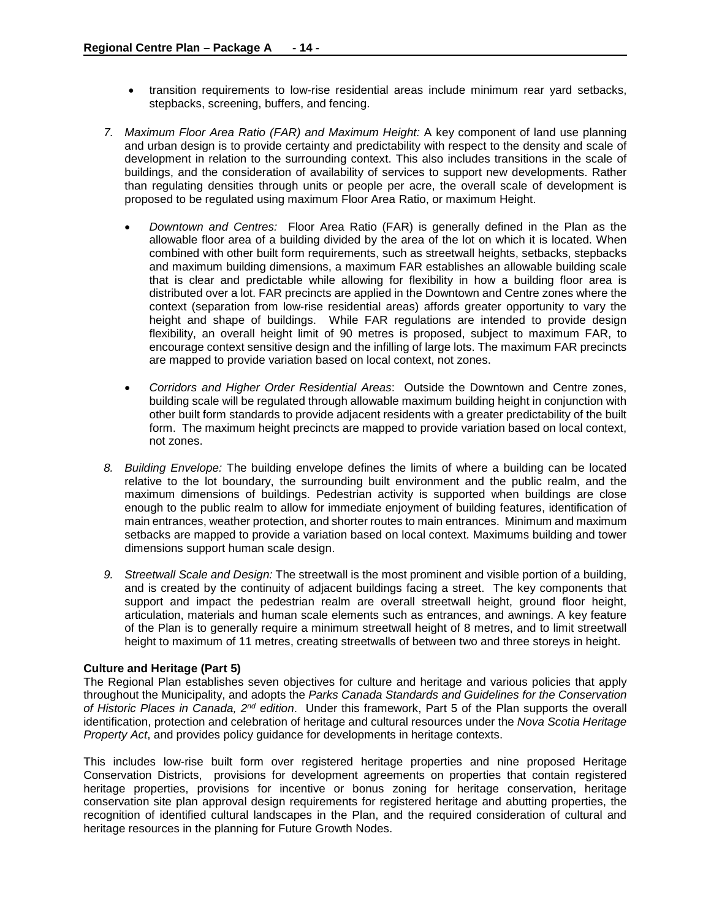- transition requirements to low-rise residential areas include minimum rear yard setbacks, stepbacks, screening, buffers, and fencing.

7. *Maximum Floor Area Ratio (FAR) and Maximum Height:* A key component of land use planning and urban design is to provide certainty and predictability with respect to the density and scale of development in relation to the surrounding context. This also includes transitions in the scale of buildings, and the consideration of availability of services to support new developments. Rather than regulating densities through units or people per acre, the overall scale of development is proposed to be regulated using maximum Floor Area Ratio, or maximum Height.

   - *Downtown and Centres:* Floor Area Ratio (FAR) is generally defined in the Plan as the allowable floor area of a building divided by the area of the lot on which it is located. When combined with other built form requirements, such as streetwall heights, setbacks, stepbacks and maximum building dimensions, a maximum FAR establishes an allowable building scale that is clear and predictable while allowing for flexibility in how a building floor area is distributed over a lot. FAR precincts are applied in the Downtown and Centre zones where the context (separation from low-rise residential areas) affords greater opportunity to vary the height and shape of buildings. While FAR regulations are intended to provide design flexibility, an overall height limit of 90 metres is proposed, subject to maximum FAR, to encourage context sensitive design and the infilling of large lots. The maximum FAR precincts are mapped to provide variation based on local context, not zones.

   - *Corridors and Higher Order Residential Areas*: Outside the Downtown and Centre zones, building scale will be regulated through allowable maximum building height in conjunction with other built form standards to provide adjacent residents with a greater predictability of the built form. The maximum height precincts are mapped to provide variation based on local context, not zones.

8. *Building Envelope:* The building envelope defines the limits of where a building can be located relative to the lot boundary, the surrounding built environment and the public realm, and the maximum dimensions of buildings. Pedestrian activity is supported when buildings are close enough to the public realm to allow for immediate enjoyment of building features, identification of main entrances, weather protection, and shorter routes to main entrances. Minimum and maximum setbacks are mapped to provide a variation based on local context. Maximums building and tower dimensions support human scale design.

9. *Streetwall Scale and Design:* The streetwall is the most prominent and visible portion of a building, and is created by the continuity of adjacent buildings facing a street. The key components that support and impact the pedestrian realm are overall streetwall height, ground floor height, articulation, materials and human scale elements such as entrances, and awnings. A key feature of the Plan is to generally require a minimum streetwall height of 8 metres, and to limit streetwall height to maximum of 11 metres, creating streetwalls of between two and three storeys in height.

**Culture and Heritage (Part 5)**

The Regional Plan establishes seven objectives for culture and heritage and various policies that apply throughout the Municipality, and adopts the *Parks Canada Standards and Guidelines for the Conservation of Historic Places in Canada, 2nd edition*. Under this framework, Part 5 of the Plan supports the overall identification, protection and celebration of heritage and cultural resources under the *Nova Scotia Heritage Property Act*, and provides policy guidance for developments in heritage contexts.

This includes low-rise built form over registered heritage properties and nine proposed Heritage Conservation Districts, provisions for development agreements on properties that contain registered heritage properties, provisions for incentive or bonus zoning for heritage conservation, heritage conservation site plan approval design requirements for registered heritage and abutting properties, the recognition of identified cultural landscapes in the Plan, and the required consideration of cultural and heritage resources in the planning for Future Growth Nodes.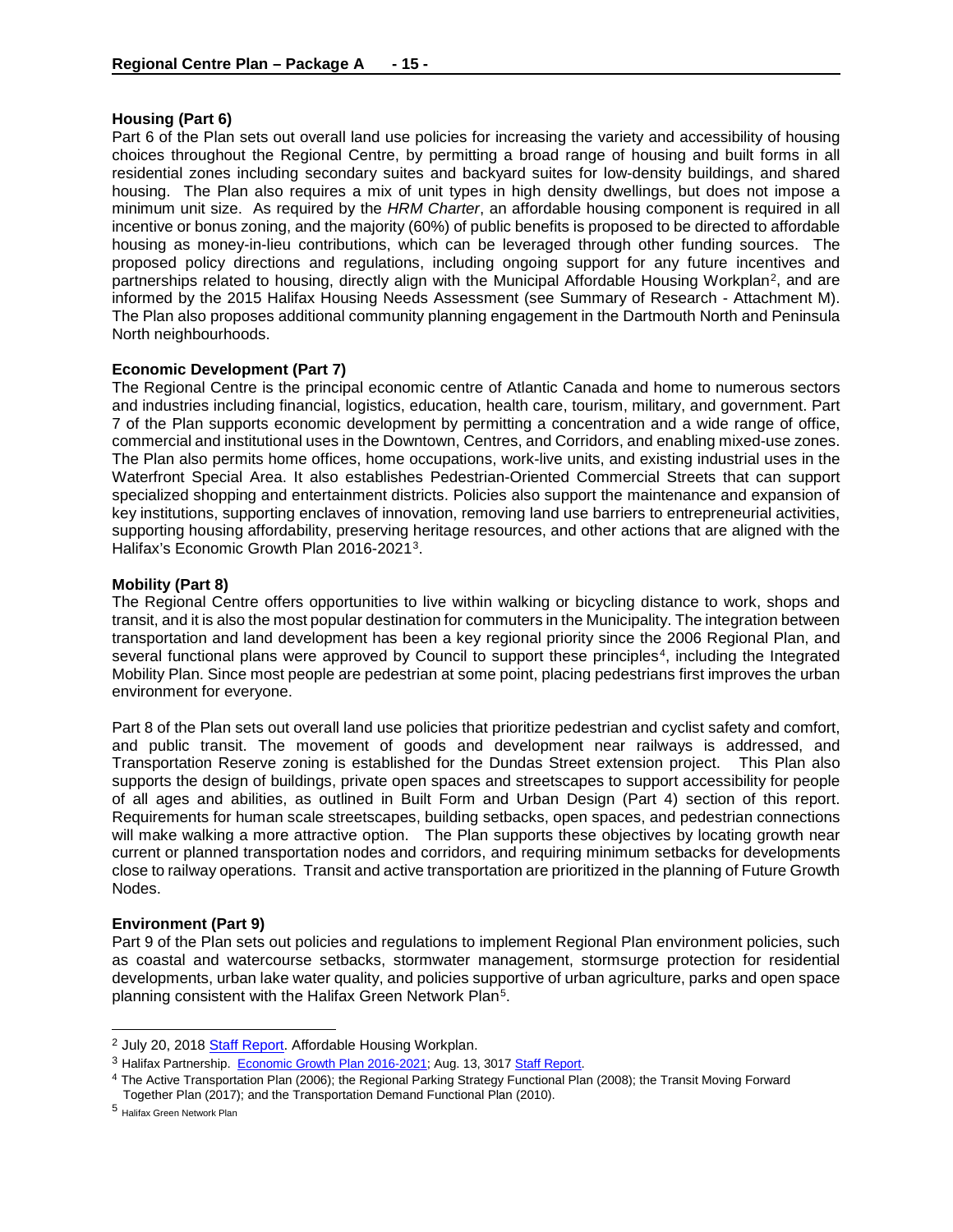**Housing (Part 6)**

Part 6 of the Plan sets out overall land use policies for increasing the variety and accessibility of housing choices throughout the Regional Centre, by permitting a broad range of housing and built forms in all residential zones including secondary suites and backyard suites for low-density buildings, and shared housing. The Plan also requires a mix of unit types in high density dwellings, but does not impose a minimum unit size. As required by the *HRM Charter*, an affordable housing component is required in all incentive or bonus zoning, and the majority (60%) of public benefits is proposed to be directed to affordable housing as money-in-lieu contributions, which can be leveraged through other funding sources. The proposed policy directions and regulations, including ongoing support for any future incentives and partnerships related to housing, directly align with the Municipal Affordable Housing Workplan[2], and are informed by the 2015 Halifax Housing Needs Assessment (see Summary of Research - Attachment M). The Plan also proposes additional community planning engagement in the Dartmouth North and Peninsula North neighbourhoods.

**Economic Development (Part 7)**

The Regional Centre is the principal economic centre of Atlantic Canada and home to numerous sectors and industries including financial, logistics, education, health care, tourism, military, and government. Part 7 of the Plan supports economic development by permitting a concentration and a wide range of office, commercial and institutional uses in the Downtown, Centres, and Corridors, and enabling mixed-use zones. The Plan also permits home offices, home occupations, work-live units, and existing industrial uses in the Waterfront Special Area. It also establishes Pedestrian-Oriented Commercial Streets that can support specialized shopping and entertainment districts. Policies also support the maintenance and expansion of key institutions, supporting enclaves of innovation, removing land use barriers to entrepreneurial activities, supporting housing affordability, preserving heritage resources, and other actions that are aligned with the Halifax's Economic Growth Plan 2016-2021[3].

**Mobility (Part 8)**

The Regional Centre offers opportunities to live within walking or bicycling distance to work, shops and transit, and it is also the most popular destination for commuters in the Municipality. The integration between transportation and land development has been a key regional priority since the 2006 Regional Plan, and several functional plans were approved by Council to support these principles[4], including the Integrated Mobility Plan. Since most people are pedestrian at some point, placing pedestrians first improves the urban environment for everyone.

Part 8 of the Plan sets out overall land use policies that prioritize pedestrian and cyclist safety and comfort, and public transit. The movement of goods and development near railways is addressed, and Transportation Reserve zoning is established for the Dundas Street extension project. This Plan also supports the design of buildings, private open spaces and streetscapes to support accessibility for people of all ages and abilities, as outlined in Built Form and Urban Design (Part 4) section of this report. Requirements for human scale streetscapes, building setbacks, open spaces, and pedestrian connections will make walking a more attractive option. The Plan supports these objectives by locating growth near current or planned transportation nodes and corridors, and requiring minimum setbacks for developments close to railway operations. Transit and active transportation are prioritized in the planning of Future Growth Nodes.

**Environment (Part 9)**

Part 9 of the Plan sets out policies and regulations to implement Regional Plan environment policies, such as coastal and watercourse setbacks, stormwater management, stormsurge protection for residential developments, urban lake water quality, and policies supportive of urban agriculture, parks and open space planning consistent with the Halifax Green Network Plan[5].

---

[2] July 20, 2018 Staff Report. Affordable Housing Workplan.

[3] Halifax Partnership. Economic Growth Plan 2016-2021; Aug. 13, 3017 Staff Report.

[4] The Active Transportation Plan (2006); the Regional Parking Strategy Functional Plan (2008); the Transit Moving Forward Together Plan (2017); and the Transportation Demand Functional Plan (2010).

[5] Halifax Green Network Plan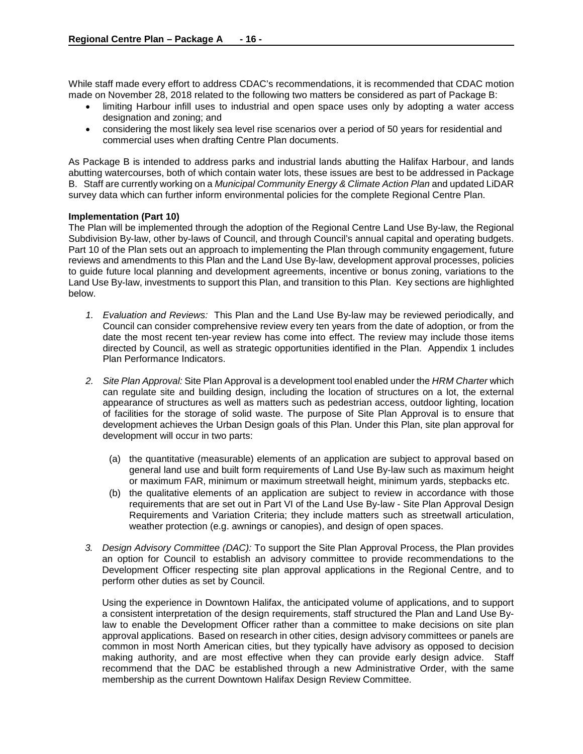While staff made every effort to address CDAC's recommendations, it is recommended that CDAC motion made on November 28, 2018 related to the following two matters be considered as part of Package B:

- limiting Harbour infill uses to industrial and open space uses only by adopting a water access designation and zoning; and
- considering the most likely sea level rise scenarios over a period of 50 years for residential and commercial uses when drafting Centre Plan documents.

As Package B is intended to address parks and industrial lands abutting the Halifax Harbour, and lands abutting watercourses, both of which contain water lots, these issues are best to be addressed in Package B. Staff are currently working on a *Municipal Community Energy & Climate Action Plan* and updated LiDAR survey data which can further inform environmental policies for the complete Regional Centre Plan.

**Implementation (Part 10)**

The Plan will be implemented through the adoption of the Regional Centre Land Use By-law, the Regional Subdivision By-law, other by-laws of Council, and through Council's annual capital and operating budgets. Part 10 of the Plan sets out an approach to implementing the Plan through community engagement, future reviews and amendments to this Plan and the Land Use By-law, development approval processes, policies to guide future local planning and development agreements, incentive or bonus zoning, variations to the Land Use By-law, investments to support this Plan, and transition to this Plan. Key sections are highlighted below.

1. *Evaluation and Reviews:* This Plan and the Land Use By-law may be reviewed periodically, and Council can consider comprehensive review every ten years from the date of adoption, or from the date the most recent ten-year review has come into effect. The review may include those items directed by Council, as well as strategic opportunities identified in the Plan. Appendix 1 includes Plan Performance Indicators.

2. *Site Plan Approval:* Site Plan Approval is a development tool enabled under the *HRM Charter* which can regulate site and building design, including the location of structures on a lot, the external appearance of structures as well as matters such as pedestrian access, outdoor lighting, location of facilities for the storage of solid waste. The purpose of Site Plan Approval is to ensure that development achieves the Urban Design goals of this Plan. Under this Plan, site plan approval for development will occur in two parts:

   (a) the quantitative (measurable) elements of an application are subject to approval based on general land use and built form requirements of Land Use By-law such as maximum height or maximum FAR, minimum or maximum streetwall height, minimum yards, stepbacks etc.

   (b) the qualitative elements of an application are subject to review in accordance with those requirements that are set out in Part VI of the Land Use By-law - Site Plan Approval Design Requirements and Variation Criteria; they include matters such as streetwall articulation, weather protection (e.g. awnings or canopies), and design of open spaces.

3. *Design Advisory Committee (DAC):* To support the Site Plan Approval Process, the Plan provides an option for Council to establish an advisory committee to provide recommendations to the Development Officer respecting site plan approval applications in the Regional Centre, and to perform other duties as set by Council.

   Using the experience in Downtown Halifax, the anticipated volume of applications, and to support a consistent interpretation of the design requirements, staff structured the Plan and Land Use By-law to enable the Development Officer rather than a committee to make decisions on site plan approval applications. Based on research in other cities, design advisory committees or panels are common in most North American cities, but they typically have advisory as opposed to decision making authority, and are most effective when they can provide early design advice. Staff recommend that the DAC be established through a new Administrative Order, with the same membership as the current Downtown Halifax Design Review Committee.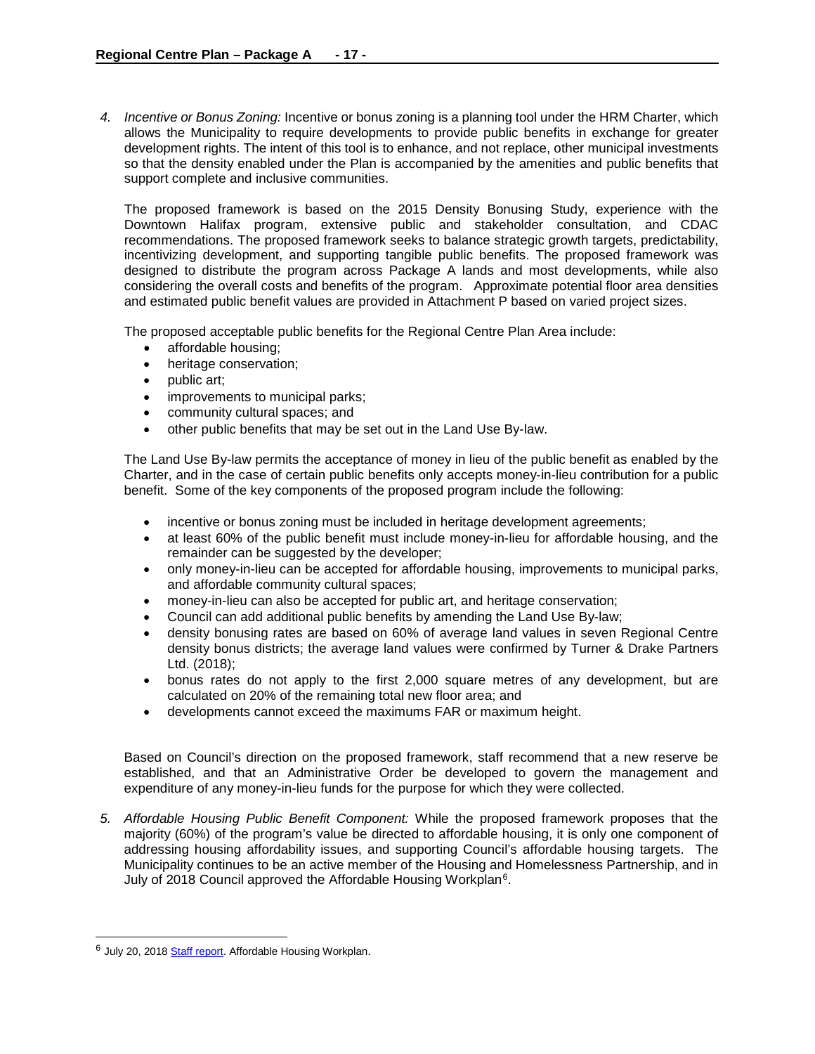4. *Incentive or Bonus Zoning:* Incentive or bonus zoning is a planning tool under the HRM Charter, which allows the Municipality to require developments to provide public benefits in exchange for greater development rights. The intent of this tool is to enhance, and not replace, other municipal investments so that the density enabled under the Plan is accompanied by the amenities and public benefits that support complete and inclusive communities.

   The proposed framework is based on the 2015 Density Bonusing Study, experience with the Downtown Halifax program, extensive public and stakeholder consultation, and CDAC recommendations. The proposed framework seeks to balance strategic growth targets, predictability, incentivizing development, and supporting tangible public benefits. The proposed framework was designed to distribute the program across Package A lands and most developments, while also considering the overall costs and benefits of the program. Approximate potential floor area densities and estimated public benefit values are provided in Attachment P based on varied project sizes.

   The proposed acceptable public benefits for the Regional Centre Plan Area include:
   - affordable housing;
   - heritage conservation;
   - public art;
   - improvements to municipal parks;
   - community cultural spaces; and
   - other public benefits that may be set out in the Land Use By-law.

   The Land Use By-law permits the acceptance of money in lieu of the public benefit as enabled by the Charter, and in the case of certain public benefits only accepts money-in-lieu contribution for a public benefit. Some of the key components of the proposed program include the following:

   - incentive or bonus zoning must be included in heritage development agreements;
   - at least 60% of the public benefit must include money-in-lieu for affordable housing, and the remainder can be suggested by the developer;
   - only money-in-lieu can be accepted for affordable housing, improvements to municipal parks, and affordable community cultural spaces;
   - money-in-lieu can also be accepted for public art, and heritage conservation;
   - Council can add additional public benefits by amending the Land Use By-law;
   - density bonusing rates are based on 60% of average land values in seven Regional Centre density bonus districts; the average land values were confirmed by Turner & Drake Partners Ltd. (2018);
   - bonus rates do not apply to the first 2,000 square metres of any development, but are calculated on 20% of the remaining total new floor area; and
   - developments cannot exceed the maximums FAR or maximum height.

   Based on Council's direction on the proposed framework, staff recommend that a new reserve be established, and that an Administrative Order be developed to govern the management and expenditure of any money-in-lieu funds for the purpose for which they were collected.

5. *Affordable Housing Public Benefit Component:* While the proposed framework proposes that the majority (60%) of the program's value be directed to affordable housing, it is only one component of addressing housing affordability issues, and supporting Council's affordable housing targets. The Municipality continues to be an active member of the Housing and Homelessness Partnership, and in July of 2018 Council approved the Affordable Housing Workplan[6].

---

[6] July 20, 2018 Staff report. Affordable Housing Workplan.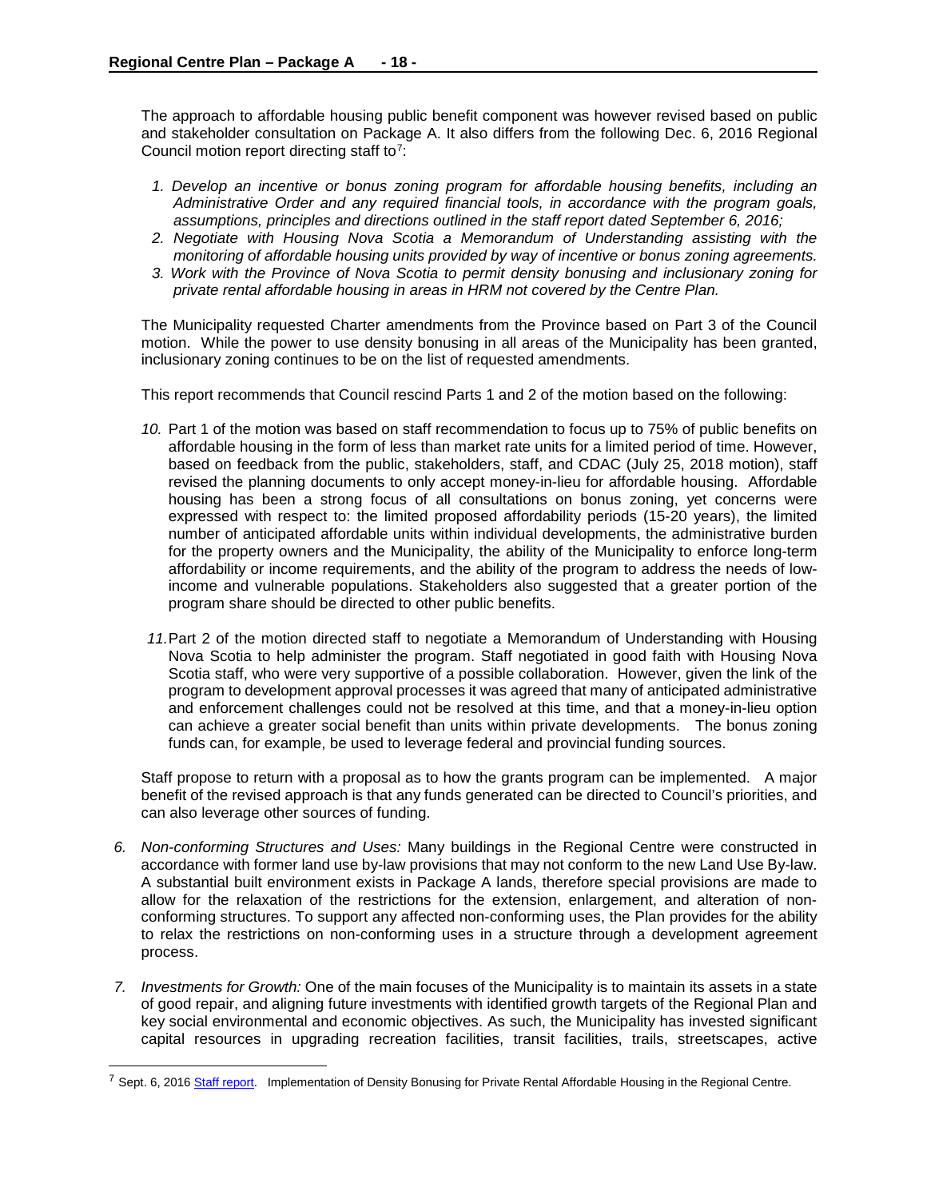The approach to affordable housing public benefit component was however revised based on public and stakeholder consultation on Package A. It also differs from the following Dec. 6, 2016 Regional Council motion report directing staff to[7]:

1. *Develop an incentive or bonus zoning program for affordable housing benefits, including an Administrative Order and any required financial tools, in accordance with the program goals, assumptions, principles and directions outlined in the staff report dated September 6, 2016;*
2. *Negotiate with Housing Nova Scotia a Memorandum of Understanding assisting with the monitoring of affordable housing units provided by way of incentive or bonus zoning agreements.*
3. *Work with the Province of Nova Scotia to permit density bonusing and inclusionary zoning for private rental affordable housing in areas in HRM not covered by the Centre Plan.*

The Municipality requested Charter amendments from the Province based on Part 3 of the Council motion. While the power to use density bonusing in all areas of the Municipality has been granted, inclusionary zoning continues to be on the list of requested amendments.

This report recommends that Council rescind Parts 1 and 2 of the motion based on the following:

10. Part 1 of the motion was based on staff recommendation to focus up to 75% of public benefits on affordable housing in the form of less than market rate units for a limited period of time. However, based on feedback from the public, stakeholders, staff, and CDAC (July 25, 2018 motion), staff revised the planning documents to only accept money-in-lieu for affordable housing. Affordable housing has been a strong focus of all consultations on bonus zoning, yet concerns were expressed with respect to: the limited proposed affordability periods (15-20 years), the limited number of anticipated affordable units within individual developments, the administrative burden for the property owners and the Municipality, the ability of the Municipality to enforce long-term affordability or income requirements, and the ability of the program to address the needs of low-income and vulnerable populations. Stakeholders also suggested that a greater portion of the program share should be directed to other public benefits.

11. Part 2 of the motion directed staff to negotiate a Memorandum of Understanding with Housing Nova Scotia to help administer the program. Staff negotiated in good faith with Housing Nova Scotia staff, who were very supportive of a possible collaboration. However, given the link of the program to development approval processes it was agreed that many of anticipated administrative and enforcement challenges could not be resolved at this time, and that a money-in-lieu option can achieve a greater social benefit than units within private developments. The bonus zoning funds can, for example, be used to leverage federal and provincial funding sources.

Staff propose to return with a proposal as to how the grants program can be implemented. A major benefit of the revised approach is that any funds generated can be directed to Council's priorities, and can also leverage other sources of funding.

6. *Non-conforming Structures and Uses:* Many buildings in the Regional Centre were constructed in accordance with former land use by-law provisions that may not conform to the new Land Use By-law. A substantial built environment exists in Package A lands, therefore special provisions are made to allow for the relaxation of the restrictions for the extension, enlargement, and alteration of non-conforming structures. To support any affected non-conforming uses, the Plan provides for the ability to relax the restrictions on non-conforming uses in a structure through a development agreement process.

7. *Investments for Growth:* One of the main focuses of the Municipality is to maintain its assets in a state of good repair, and aligning future investments with identified growth targets of the Regional Plan and key social environmental and economic objectives. As such, the Municipality has invested significant capital resources in upgrading recreation facilities, transit facilities, trails, streetscapes, active

---

[7] Sept. 6, 2016 Staff report. Implementation of Density Bonusing for Private Rental Affordable Housing in the Regional Centre.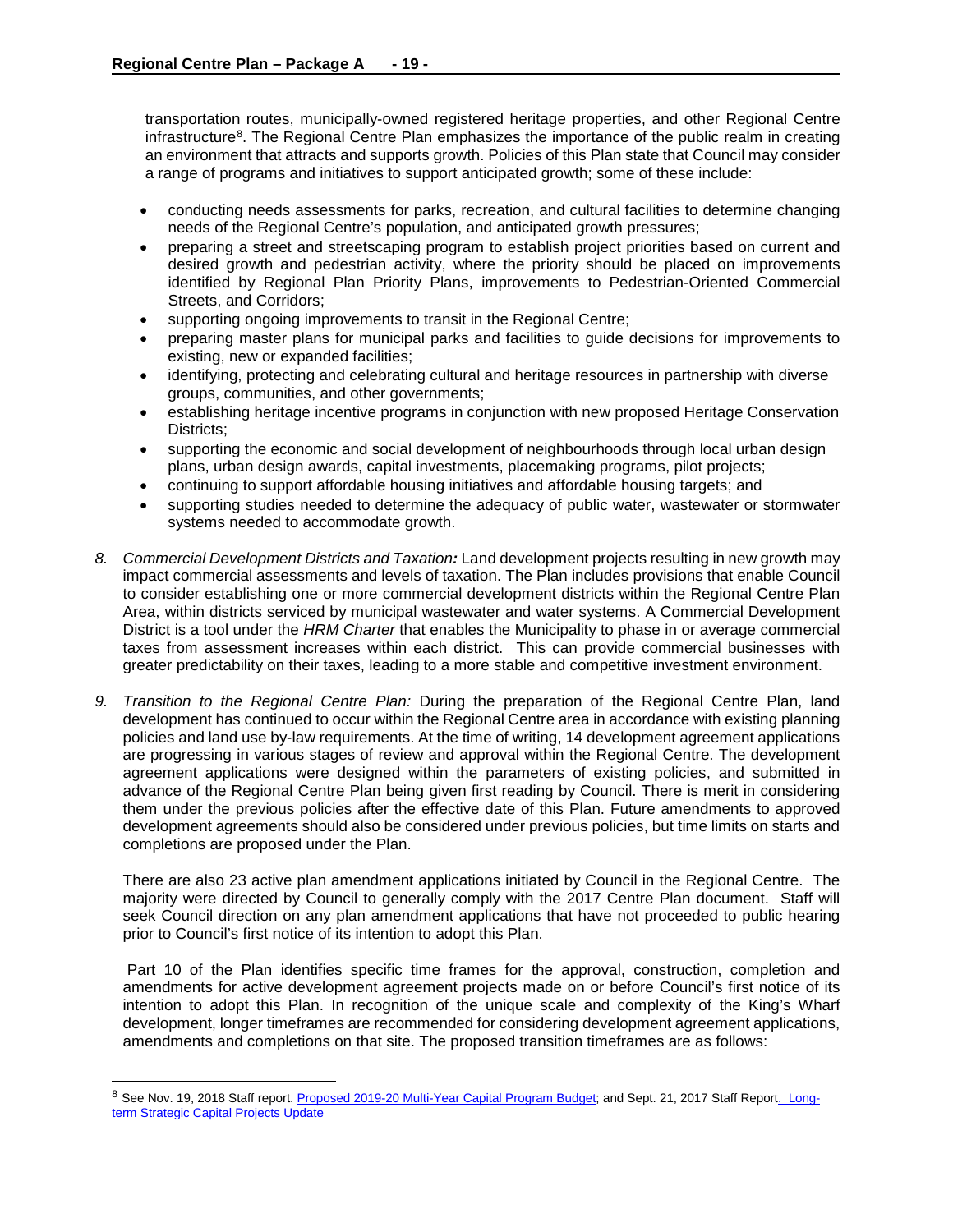transportation routes, municipally-owned registered heritage properties, and other Regional Centre infrastructure[8]. The Regional Centre Plan emphasizes the importance of the public realm in creating an environment that attracts and supports growth. Policies of this Plan state that Council may consider a range of programs and initiatives to support anticipated growth; some of these include:

- conducting needs assessments for parks, recreation, and cultural facilities to determine changing needs of the Regional Centre's population, and anticipated growth pressures;
- preparing a street and streetscaping program to establish project priorities based on current and desired growth and pedestrian activity, where the priority should be placed on improvements identified by Regional Plan Priority Plans, improvements to Pedestrian-Oriented Commercial Streets, and Corridors;
- supporting ongoing improvements to transit in the Regional Centre;
- preparing master plans for municipal parks and facilities to guide decisions for improvements to existing, new or expanded facilities;
- identifying, protecting and celebrating cultural and heritage resources in partnership with diverse groups, communities, and other governments;
- establishing heritage incentive programs in conjunction with new proposed Heritage Conservation Districts;
- supporting the economic and social development of neighbourhoods through local urban design plans, urban design awards, capital investments, placemaking programs, pilot projects;
- continuing to support affordable housing initiatives and affordable housing targets; and
- supporting studies needed to determine the adequacy of public water, wastewater or stormwater systems needed to accommodate growth.

8. *Commercial Development Districts and Taxation:* Land development projects resulting in new growth may impact commercial assessments and levels of taxation. The Plan includes provisions that enable Council to consider establishing one or more commercial development districts within the Regional Centre Plan Area, within districts serviced by municipal wastewater and water systems. A Commercial Development District is a tool under the *HRM Charter* that enables the Municipality to phase in or average commercial taxes from assessment increases within each district. This can provide commercial businesses with greater predictability on their taxes, leading to a more stable and competitive investment environment.

9. *Transition to the Regional Centre Plan:* During the preparation of the Regional Centre Plan, land development has continued to occur within the Regional Centre area in accordance with existing planning policies and land use by-law requirements. At the time of writing, 14 development agreement applications are progressing in various stages of review and approval within the Regional Centre. The development agreement applications were designed within the parameters of existing policies, and submitted in advance of the Regional Centre Plan being given first reading by Council. There is merit in considering them under the previous policies after the effective date of this Plan. Future amendments to approved development agreements should also be considered under previous policies, but time limits on starts and completions are proposed under the Plan.

   There are also 23 active plan amendment applications initiated by Council in the Regional Centre. The majority were directed by Council to generally comply with the 2017 Centre Plan document. Staff will seek Council direction on any plan amendment applications that have not proceeded to public hearing prior to Council's first notice of its intention to adopt this Plan.

   Part 10 of the Plan identifies specific time frames for the approval, construction, completion and amendments for active development agreement projects made on or before Council's first notice of its intention to adopt this Plan. In recognition of the unique scale and complexity of the King's Wharf development, longer timeframes are recommended for considering development agreement applications, amendments and completions on that site. The proposed transition timeframes are as follows:

---

[8] See Nov. 19, 2018 Staff report. Proposed 2019-20 Multi-Year Capital Program Budget; and Sept. 21, 2017 Staff Report. Long-term Strategic Capital Projects Update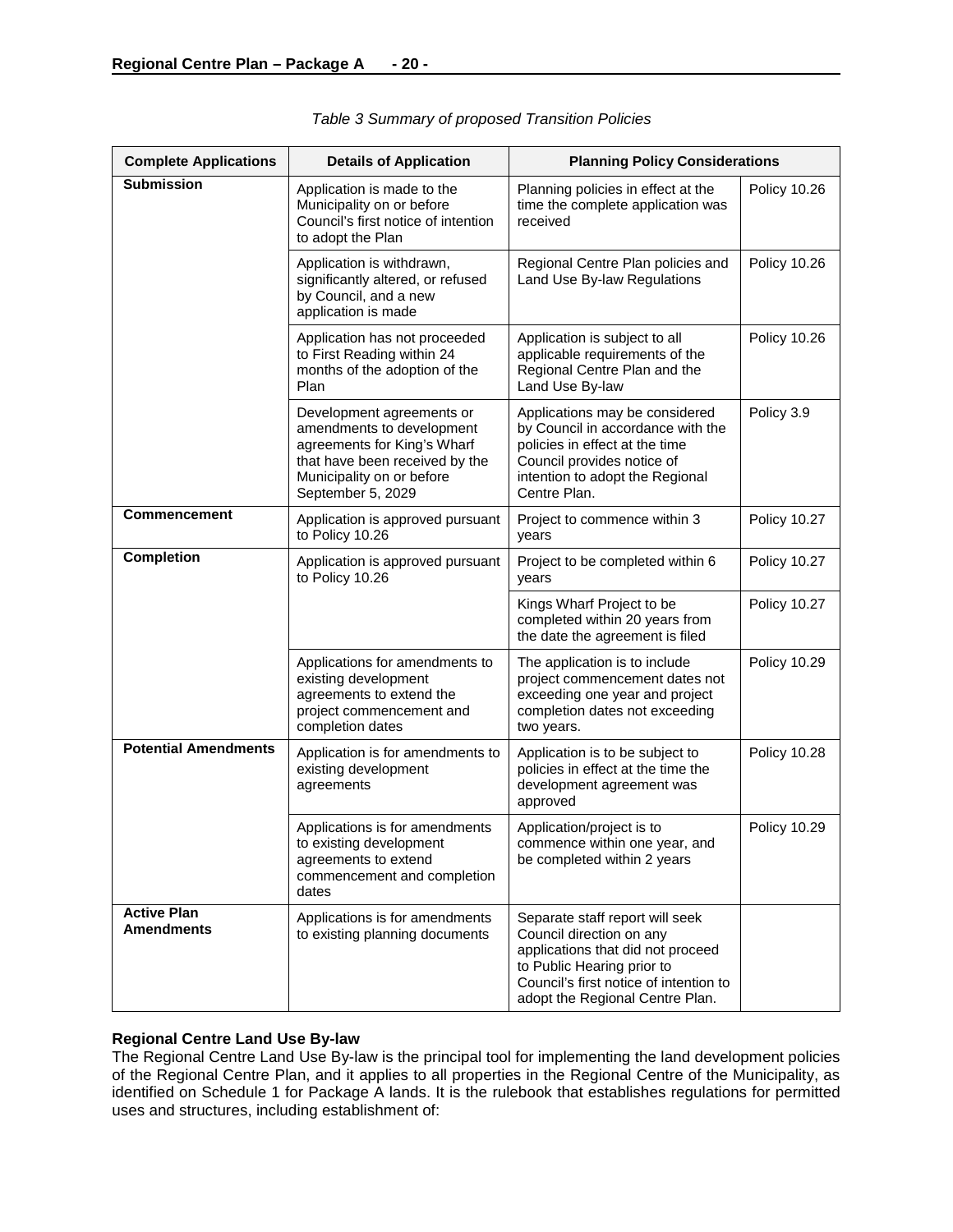*Table 3 Summary of proposed Transition Policies*

| Complete Applications | Details of Application | Planning Policy Considerations | |
|---|---|---|---|
| **Submission** | Application is made to the Municipality on or before Council's first notice of intention to adopt the Plan | Planning policies in effect at the time the complete application was received | Policy 10.26 |
| | Application is withdrawn, significantly altered, or refused by Council, and a new application is made | Regional Centre Plan policies and Land Use By-law Regulations | Policy 10.26 |
| | Application has not proceeded to First Reading within 24 months of the adoption of the Plan | Application is subject to all applicable requirements of the Regional Centre Plan and the Land Use By-law | Policy 10.26 |
| | Development agreements or amendments to development agreements for King's Wharf that have been received by the Municipality on or before September 5, 2029 | Applications may be considered by Council in accordance with the policies in effect at the time Council provides notice of intention to adopt the Regional Centre Plan. | Policy 3.9 |
| **Commencement** | Application is approved pursuant to Policy 10.26 | Project to commence within 3 years | Policy 10.27 |
| **Completion** | Application is approved pursuant to Policy 10.26 | Project to be completed within 6 years | Policy 10.27 |
| | | Kings Wharf Project to be completed within 20 years from the date the agreement is filed | Policy 10.27 |
| | Applications for amendments to existing development agreements to extend the project commencement and completion dates | The application is to include project commencement dates not exceeding one year and project completion dates not exceeding two years. | Policy 10.29 |
| **Potential Amendments** | Application is for amendments to existing development agreements | Application is to be subject to policies in effect at the time the development agreement was approved | Policy 10.28 |
| | Applications is for amendments to existing development agreements to extend commencement and completion dates | Application/project is to commence within one year, and be completed within 2 years | Policy 10.29 |
| **Active Plan Amendments** | Applications is for amendments to existing planning documents | Separate staff report will seek Council direction on any applications that did not proceed to Public Hearing prior to Council's first notice of intention to adopt the Regional Centre Plan. | |

**Regional Centre Land Use By-law**

The Regional Centre Land Use By-law is the principal tool for implementing the land development policies of the Regional Centre Plan, and it applies to all properties in the Regional Centre of the Municipality, as identified on Schedule 1 for Package A lands. It is the rulebook that establishes regulations for permitted uses and structures, including establishment of: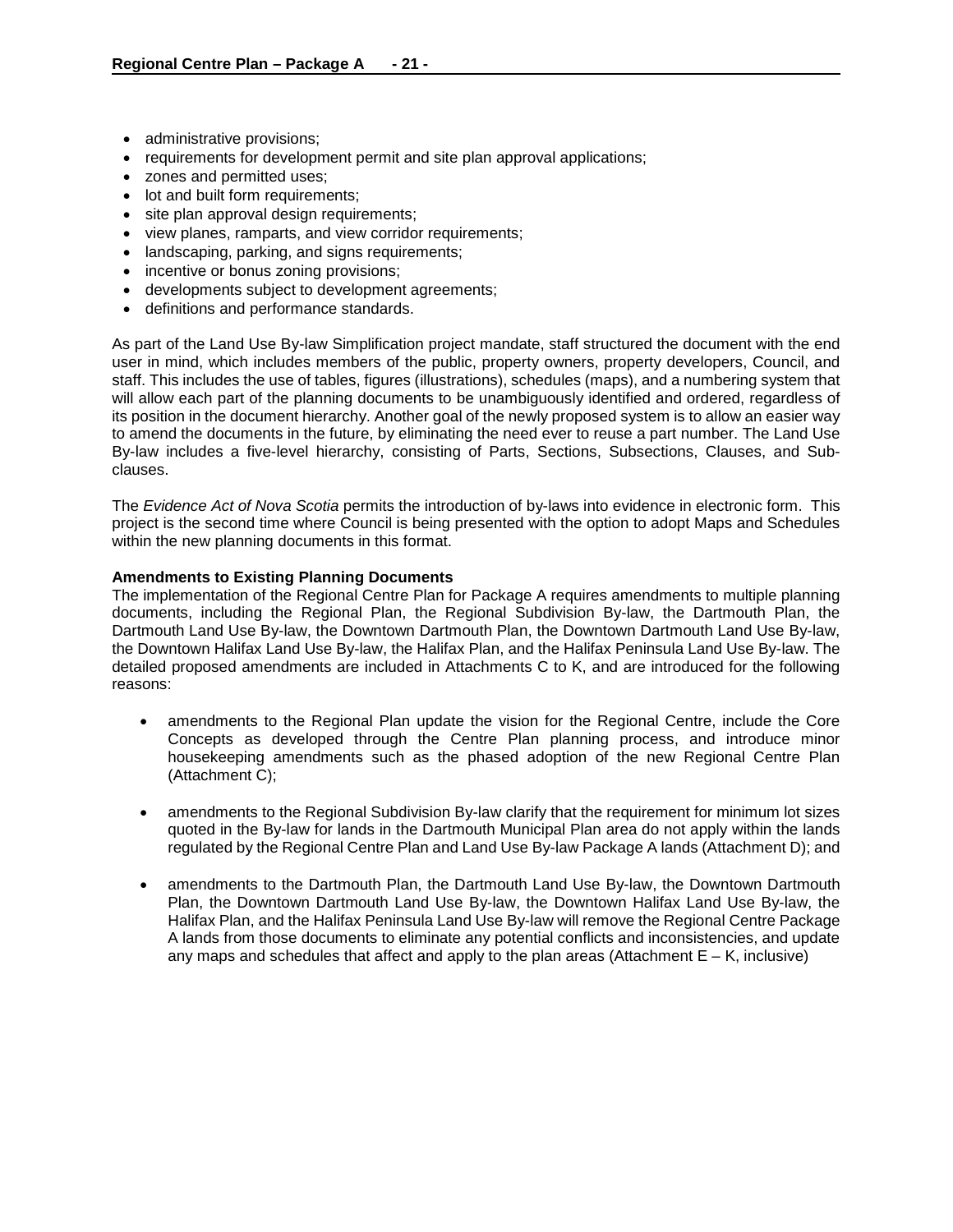- administrative provisions;
- requirements for development permit and site plan approval applications;
- zones and permitted uses;
- lot and built form requirements;
- site plan approval design requirements;
- view planes, ramparts, and view corridor requirements;
- landscaping, parking, and signs requirements;
- incentive or bonus zoning provisions;
- developments subject to development agreements;
- definitions and performance standards.

As part of the Land Use By-law Simplification project mandate, staff structured the document with the end user in mind, which includes members of the public, property owners, property developers, Council, and staff. This includes the use of tables, figures (illustrations), schedules (maps), and a numbering system that will allow each part of the planning documents to be unambiguously identified and ordered, regardless of its position in the document hierarchy. Another goal of the newly proposed system is to allow an easier way to amend the documents in the future, by eliminating the need ever to reuse a part number. The Land Use By-law includes a five-level hierarchy, consisting of Parts, Sections, Subsections, Clauses, and Sub-clauses.

The *Evidence Act of Nova Scotia* permits the introduction of by-laws into evidence in electronic form. This project is the second time where Council is being presented with the option to adopt Maps and Schedules within the new planning documents in this format.

**Amendments to Existing Planning Documents**

The implementation of the Regional Centre Plan for Package A requires amendments to multiple planning documents, including the Regional Plan, the Regional Subdivision By-law, the Dartmouth Plan, the Dartmouth Land Use By-law, the Downtown Dartmouth Plan, the Downtown Dartmouth Land Use By-law, the Downtown Halifax Land Use By-law, the Halifax Plan, and the Halifax Peninsula Land Use By-law. The detailed proposed amendments are included in Attachments C to K, and are introduced for the following reasons:

- amendments to the Regional Plan update the vision for the Regional Centre, include the Core Concepts as developed through the Centre Plan planning process, and introduce minor housekeeping amendments such as the phased adoption of the new Regional Centre Plan (Attachment C);

- amendments to the Regional Subdivision By-law clarify that the requirement for minimum lot sizes quoted in the By-law for lands in the Dartmouth Municipal Plan area do not apply within the lands regulated by the Regional Centre Plan and Land Use By-law Package A lands (Attachment D); and

- amendments to the Dartmouth Plan, the Dartmouth Land Use By-law, the Downtown Dartmouth Plan, the Downtown Dartmouth Land Use By-law, the Downtown Halifax Land Use By-law, the Halifax Plan, and the Halifax Peninsula Land Use By-law will remove the Regional Centre Package A lands from those documents to eliminate any potential conflicts and inconsistencies, and update any maps and schedules that affect and apply to the plan areas (Attachment E – K, inclusive)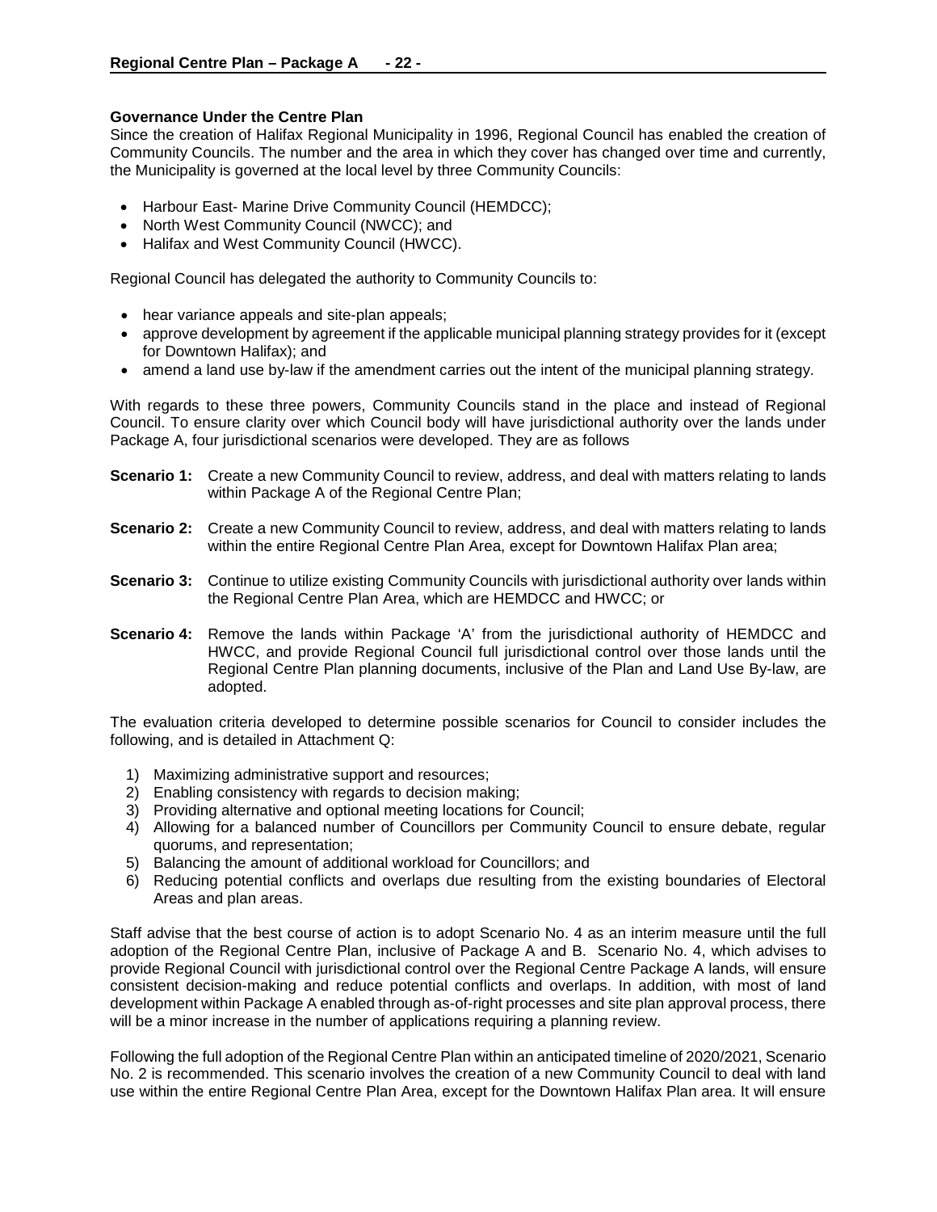**Governance Under the Centre Plan**

Since the creation of Halifax Regional Municipality in 1996, Regional Council has enabled the creation of Community Councils. The number and the area in which they cover has changed over time and currently, the Municipality is governed at the local level by three Community Councils:

- Harbour East- Marine Drive Community Council (HEMDCC);
- North West Community Council (NWCC); and
- Halifax and West Community Council (HWCC).

Regional Council has delegated the authority to Community Councils to:

- hear variance appeals and site-plan appeals;
- approve development by agreement if the applicable municipal planning strategy provides for it (except for Downtown Halifax); and
- amend a land use by-law if the amendment carries out the intent of the municipal planning strategy.

With regards to these three powers, Community Councils stand in the place and instead of Regional Council. To ensure clarity over which Council body will have jurisdictional authority over the lands under Package A, four jurisdictional scenarios were developed. They are as follows

**Scenario 1:** Create a new Community Council to review, address, and deal with matters relating to lands within Package A of the Regional Centre Plan;

**Scenario 2:** Create a new Community Council to review, address, and deal with matters relating to lands within the entire Regional Centre Plan Area, except for Downtown Halifax Plan area;

**Scenario 3:** Continue to utilize existing Community Councils with jurisdictional authority over lands within the Regional Centre Plan Area, which are HEMDCC and HWCC; or

**Scenario 4:** Remove the lands within Package 'A' from the jurisdictional authority of HEMDCC and HWCC, and provide Regional Council full jurisdictional control over those lands until the Regional Centre Plan planning documents, inclusive of the Plan and Land Use By-law, are adopted.

The evaluation criteria developed to determine possible scenarios for Council to consider includes the following, and is detailed in Attachment Q:

1) Maximizing administrative support and resources;
2) Enabling consistency with regards to decision making;
3) Providing alternative and optional meeting locations for Council;
4) Allowing for a balanced number of Councillors per Community Council to ensure debate, regular quorums, and representation;
5) Balancing the amount of additional workload for Councillors; and
6) Reducing potential conflicts and overlaps due resulting from the existing boundaries of Electoral Areas and plan areas.

Staff advise that the best course of action is to adopt Scenario No. 4 as an interim measure until the full adoption of the Regional Centre Plan, inclusive of Package A and B. Scenario No. 4, which advises to provide Regional Council with jurisdictional control over the Regional Centre Package A lands, will ensure consistent decision-making and reduce potential conflicts and overlaps. In addition, with most of land development within Package A enabled through as-of-right processes and site plan approval process, there will be a minor increase in the number of applications requiring a planning review.

Following the full adoption of the Regional Centre Plan within an anticipated timeline of 2020/2021, Scenario No. 2 is recommended. This scenario involves the creation of a new Community Council to deal with land use within the entire Regional Centre Plan Area, except for the Downtown Halifax Plan area. It will ensure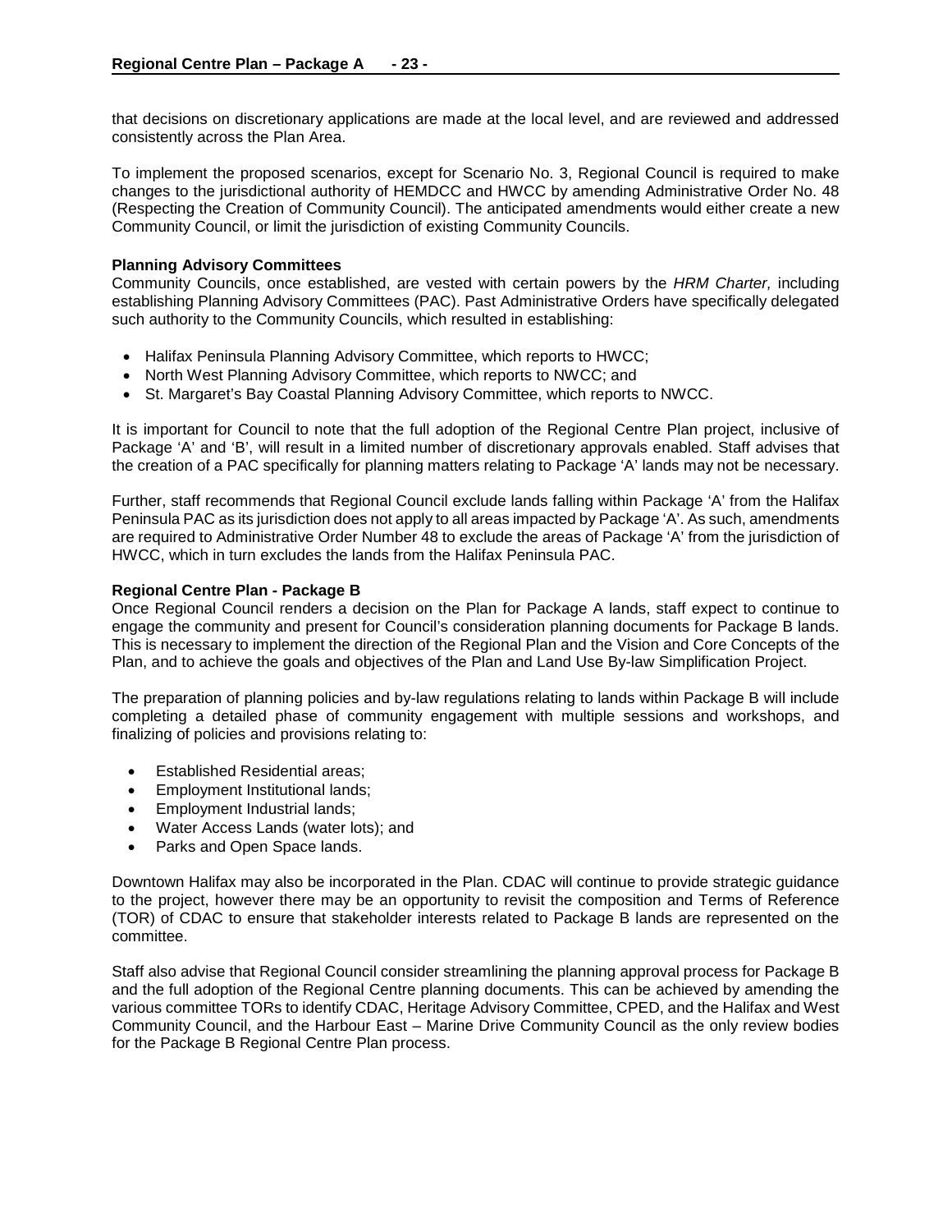that decisions on discretionary applications are made at the local level, and are reviewed and addressed consistently across the Plan Area.

To implement the proposed scenarios, except for Scenario No. 3, Regional Council is required to make changes to the jurisdictional authority of HEMDCC and HWCC by amending Administrative Order No. 48 (Respecting the Creation of Community Council). The anticipated amendments would either create a new Community Council, or limit the jurisdiction of existing Community Councils.

**Planning Advisory Committees**

Community Councils, once established, are vested with certain powers by the *HRM Charter,* including establishing Planning Advisory Committees (PAC). Past Administrative Orders have specifically delegated such authority to the Community Councils, which resulted in establishing:

- Halifax Peninsula Planning Advisory Committee, which reports to HWCC;
- North West Planning Advisory Committee, which reports to NWCC; and
- St. Margaret's Bay Coastal Planning Advisory Committee, which reports to NWCC.

It is important for Council to note that the full adoption of the Regional Centre Plan project, inclusive of Package 'A' and 'B', will result in a limited number of discretionary approvals enabled. Staff advises that the creation of a PAC specifically for planning matters relating to Package 'A' lands may not be necessary.

Further, staff recommends that Regional Council exclude lands falling within Package 'A' from the Halifax Peninsula PAC as its jurisdiction does not apply to all areas impacted by Package 'A'. As such, amendments are required to Administrative Order Number 48 to exclude the areas of Package 'A' from the jurisdiction of HWCC, which in turn excludes the lands from the Halifax Peninsula PAC.

**Regional Centre Plan - Package B**

Once Regional Council renders a decision on the Plan for Package A lands, staff expect to continue to engage the community and present for Council's consideration planning documents for Package B lands. This is necessary to implement the direction of the Regional Plan and the Vision and Core Concepts of the Plan, and to achieve the goals and objectives of the Plan and Land Use By-law Simplification Project.

The preparation of planning policies and by-law regulations relating to lands within Package B will include completing a detailed phase of community engagement with multiple sessions and workshops, and finalizing of policies and provisions relating to:

- Established Residential areas;
- Employment Institutional lands;
- Employment Industrial lands;
- Water Access Lands (water lots); and
- Parks and Open Space lands.

Downtown Halifax may also be incorporated in the Plan. CDAC will continue to provide strategic guidance to the project, however there may be an opportunity to revisit the composition and Terms of Reference (TOR) of CDAC to ensure that stakeholder interests related to Package B lands are represented on the committee.

Staff also advise that Regional Council consider streamlining the planning approval process for Package B and the full adoption of the Regional Centre planning documents. This can be achieved by amending the various committee TORs to identify CDAC, Heritage Advisory Committee, CPED, and the Halifax and West Community Council, and the Harbour East – Marine Drive Community Council as the only review bodies for the Package B Regional Centre Plan process.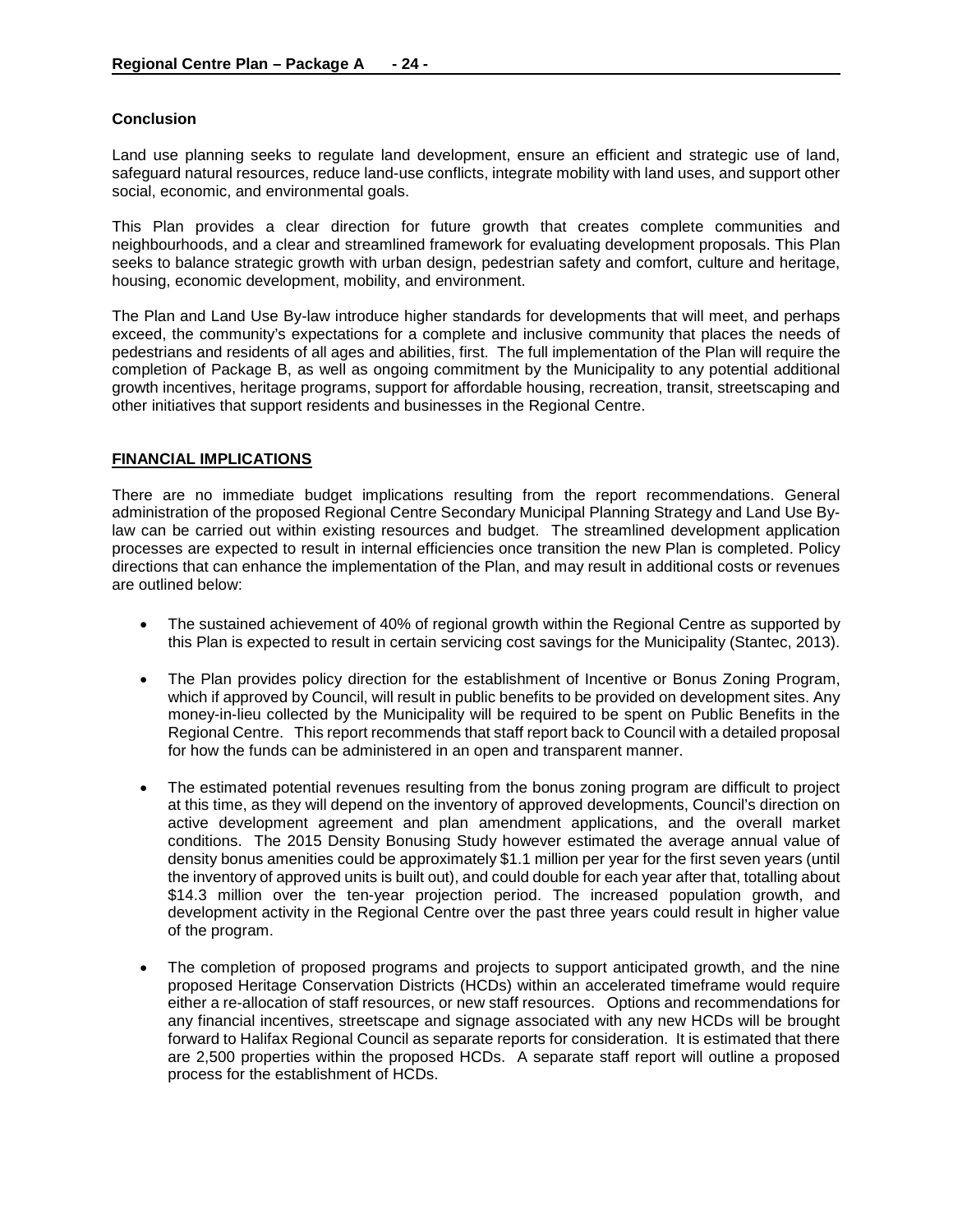### Conclusion

Land use planning seeks to regulate land development, ensure an efficient and strategic use of land, safeguard natural resources, reduce land-use conflicts, integrate mobility with land uses, and support other social, economic, and environmental goals.

This Plan provides a clear direction for future growth that creates complete communities and neighbourhoods, and a clear and streamlined framework for evaluating development proposals. This Plan seeks to balance strategic growth with urban design, pedestrian safety and comfort, culture and heritage, housing, economic development, mobility, and environment.

The Plan and Land Use By-law introduce higher standards for developments that will meet, and perhaps exceed, the community's expectations for a complete and inclusive community that places the needs of pedestrians and residents of all ages and abilities, first. The full implementation of the Plan will require the completion of Package B, as well as ongoing commitment by the Municipality to any potential additional growth incentives, heritage programs, support for affordable housing, recreation, transit, streetscaping and other initiatives that support residents and businesses in the Regional Centre.

## FINANCIAL IMPLICATIONS

There are no immediate budget implications resulting from the report recommendations. General administration of the proposed Regional Centre Secondary Municipal Planning Strategy and Land Use By-law can be carried out within existing resources and budget. The streamlined development application processes are expected to result in internal efficiencies once transition the new Plan is completed. Policy directions that can enhance the implementation of the Plan, and may result in additional costs or revenues are outlined below:

- The sustained achievement of 40% of regional growth within the Regional Centre as supported by this Plan is expected to result in certain servicing cost savings for the Municipality (Stantec, 2013).
- The Plan provides policy direction for the establishment of Incentive or Bonus Zoning Program, which if approved by Council, will result in public benefits to be provided on development sites. Any money-in-lieu collected by the Municipality will be required to be spent on Public Benefits in the Regional Centre. This report recommends that staff report back to Council with a detailed proposal for how the funds can be administered in an open and transparent manner.
- The estimated potential revenues resulting from the bonus zoning program are difficult to project at this time, as they will depend on the inventory of approved developments, Council's direction on active development agreement and plan amendment applications, and the overall market conditions. The 2015 Density Bonusing Study however estimated the average annual value of density bonus amenities could be approximately $1.1 million per year for the first seven years (until the inventory of approved units is built out), and could double for each year after that, totalling about $14.3 million over the ten-year projection period. The increased population growth, and development activity in the Regional Centre over the past three years could result in higher value of the program.
- The completion of proposed programs and projects to support anticipated growth, and the nine proposed Heritage Conservation Districts (HCDs) within an accelerated timeframe would require either a re-allocation of staff resources, or new staff resources. Options and recommendations for any financial incentives, streetscape and signage associated with any new HCDs will be brought forward to Halifax Regional Council as separate reports for consideration. It is estimated that there are 2,500 properties within the proposed HCDs. A separate staff report will outline a proposed process for the establishment of HCDs.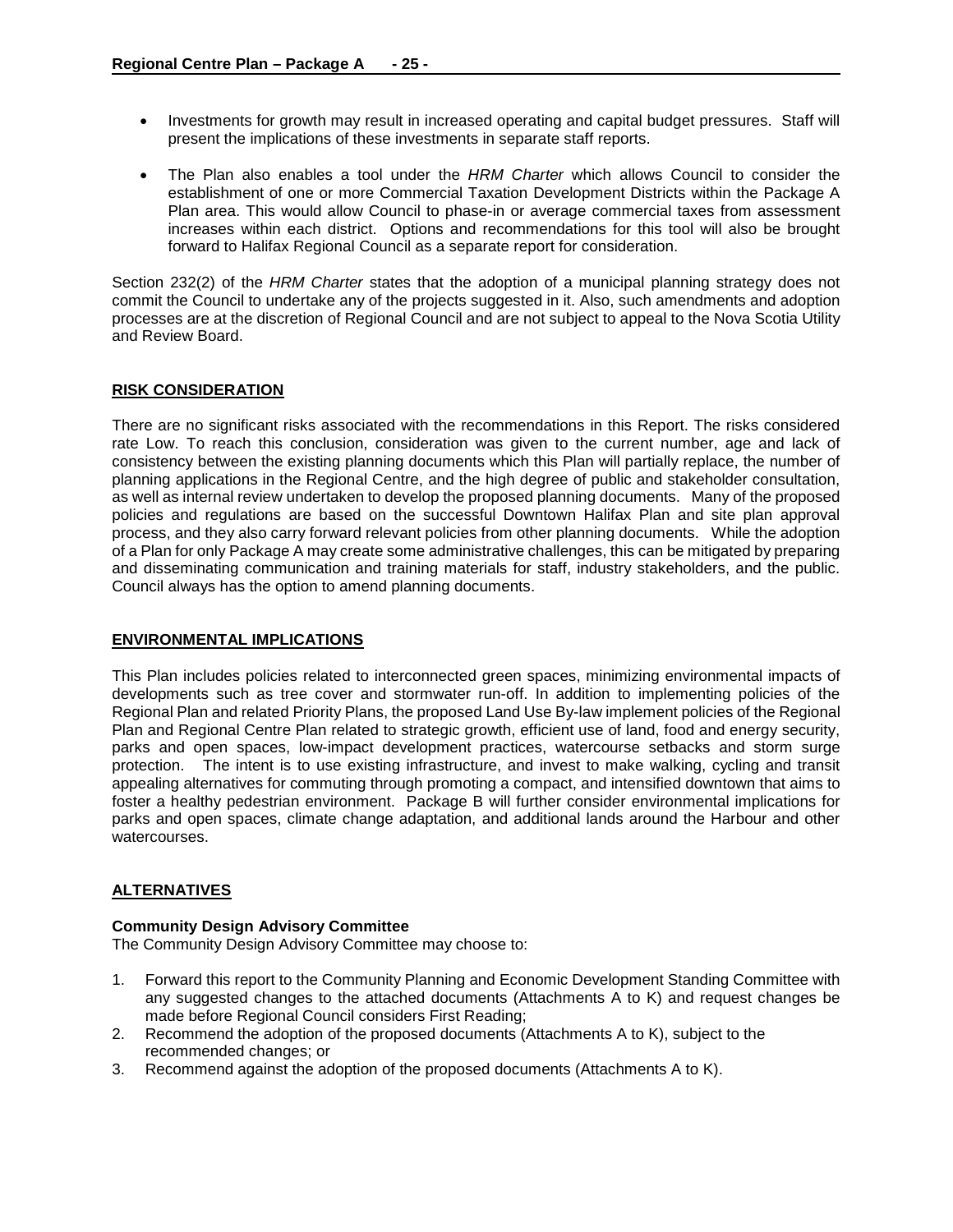- Investments for growth may result in increased operating and capital budget pressures. Staff will present the implications of these investments in separate staff reports.
- The Plan also enables a tool under the *HRM Charter* which allows Council to consider the establishment of one or more Commercial Taxation Development Districts within the Package A Plan area. This would allow Council to phase-in or average commercial taxes from assessment increases within each district. Options and recommendations for this tool will also be brought forward to Halifax Regional Council as a separate report for consideration.

Section 232(2) of the *HRM Charter* states that the adoption of a municipal planning strategy does not commit the Council to undertake any of the projects suggested in it. Also, such amendments and adoption processes are at the discretion of Regional Council and are not subject to appeal to the Nova Scotia Utility and Review Board.

## RISK CONSIDERATION

There are no significant risks associated with the recommendations in this Report. The risks considered rate Low. To reach this conclusion, consideration was given to the current number, age and lack of consistency between the existing planning documents which this Plan will partially replace, the number of planning applications in the Regional Centre, and the high degree of public and stakeholder consultation, as well as internal review undertaken to develop the proposed planning documents. Many of the proposed policies and regulations are based on the successful Downtown Halifax Plan and site plan approval process, and they also carry forward relevant policies from other planning documents. While the adoption of a Plan for only Package A may create some administrative challenges, this can be mitigated by preparing and disseminating communication and training materials for staff, industry stakeholders, and the public. Council always has the option to amend planning documents.

## ENVIRONMENTAL IMPLICATIONS

This Plan includes policies related to interconnected green spaces, minimizing environmental impacts of developments such as tree cover and stormwater run-off. In addition to implementing policies of the Regional Plan and related Priority Plans, the proposed Land Use By-law implement policies of the Regional Plan and Regional Centre Plan related to strategic growth, efficient use of land, food and energy security, parks and open spaces, low-impact development practices, watercourse setbacks and storm surge protection. The intent is to use existing infrastructure, and invest to make walking, cycling and transit appealing alternatives for commuting through promoting a compact, and intensified downtown that aims to foster a healthy pedestrian environment. Package B will further consider environmental implications for parks and open spaces, climate change adaptation, and additional lands around the Harbour and other watercourses.

## ALTERNATIVES

**Community Design Advisory Committee**
The Community Design Advisory Committee may choose to:

1. Forward this report to the Community Planning and Economic Development Standing Committee with any suggested changes to the attached documents (Attachments A to K) and request changes be made before Regional Council considers First Reading;
2. Recommend the adoption of the proposed documents (Attachments A to K), subject to the recommended changes; or
3. Recommend against the adoption of the proposed documents (Attachments A to K).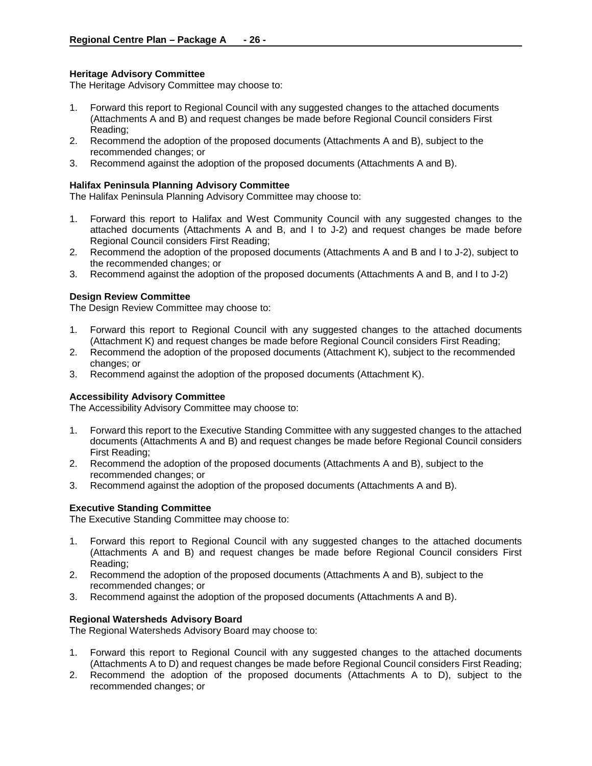**Heritage Advisory Committee**

The Heritage Advisory Committee may choose to:

1. Forward this report to Regional Council with any suggested changes to the attached documents (Attachments A and B) and request changes be made before Regional Council considers First Reading;
2. Recommend the adoption of the proposed documents (Attachments A and B), subject to the recommended changes; or
3. Recommend against the adoption of the proposed documents (Attachments A and B).

**Halifax Peninsula Planning Advisory Committee**

The Halifax Peninsula Planning Advisory Committee may choose to:

1. Forward this report to Halifax and West Community Council with any suggested changes to the attached documents (Attachments A and B, and I to J-2) and request changes be made before Regional Council considers First Reading;
2. Recommend the adoption of the proposed documents (Attachments A and B and I to J-2), subject to the recommended changes; or
3. Recommend against the adoption of the proposed documents (Attachments A and B, and I to J-2)

**Design Review Committee**

The Design Review Committee may choose to:

1. Forward this report to Regional Council with any suggested changes to the attached documents (Attachment K) and request changes be made before Regional Council considers First Reading;
2. Recommend the adoption of the proposed documents (Attachment K), subject to the recommended changes; or
3. Recommend against the adoption of the proposed documents (Attachment K).

**Accessibility Advisory Committee**

The Accessibility Advisory Committee may choose to:

1. Forward this report to the Executive Standing Committee with any suggested changes to the attached documents (Attachments A and B) and request changes be made before Regional Council considers First Reading;
2. Recommend the adoption of the proposed documents (Attachments A and B), subject to the recommended changes; or
3. Recommend against the adoption of the proposed documents (Attachments A and B).

**Executive Standing Committee**

The Executive Standing Committee may choose to:

1. Forward this report to Regional Council with any suggested changes to the attached documents (Attachments A and B) and request changes be made before Regional Council considers First Reading;
2. Recommend the adoption of the proposed documents (Attachments A and B), subject to the recommended changes; or
3. Recommend against the adoption of the proposed documents (Attachments A and B).

**Regional Watersheds Advisory Board**

The Regional Watersheds Advisory Board may choose to:

1. Forward this report to Regional Council with any suggested changes to the attached documents (Attachments A to D) and request changes be made before Regional Council considers First Reading;
2. Recommend the adoption of the proposed documents (Attachments A to D), subject to the recommended changes; or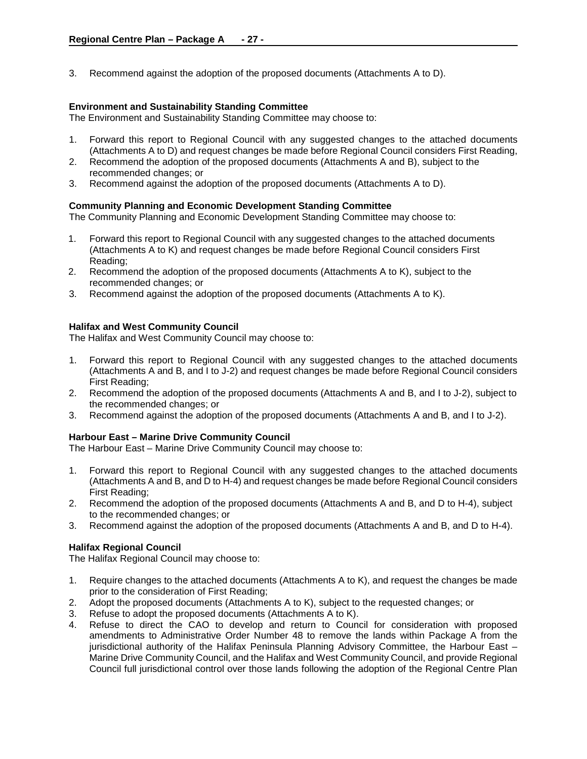3. Recommend against the adoption of the proposed documents (Attachments A to D).

**Environment and Sustainability Standing Committee**
The Environment and Sustainability Standing Committee may choose to:

1. Forward this report to Regional Council with any suggested changes to the attached documents (Attachments A to D) and request changes be made before Regional Council considers First Reading,
2. Recommend the adoption of the proposed documents (Attachments A and B), subject to the recommended changes; or
3. Recommend against the adoption of the proposed documents (Attachments A to D).

**Community Planning and Economic Development Standing Committee**
The Community Planning and Economic Development Standing Committee may choose to:

1. Forward this report to Regional Council with any suggested changes to the attached documents (Attachments A to K) and request changes be made before Regional Council considers First Reading;
2. Recommend the adoption of the proposed documents (Attachments A to K), subject to the recommended changes; or
3. Recommend against the adoption of the proposed documents (Attachments A to K).

**Halifax and West Community Council**
The Halifax and West Community Council may choose to:

1. Forward this report to Regional Council with any suggested changes to the attached documents (Attachments A and B, and I to J-2) and request changes be made before Regional Council considers First Reading;
2. Recommend the adoption of the proposed documents (Attachments A and B, and I to J-2), subject to the recommended changes; or
3. Recommend against the adoption of the proposed documents (Attachments A and B, and I to J-2).

**Harbour East – Marine Drive Community Council**
The Harbour East – Marine Drive Community Council may choose to:

1. Forward this report to Regional Council with any suggested changes to the attached documents (Attachments A and B, and D to H-4) and request changes be made before Regional Council considers First Reading;
2. Recommend the adoption of the proposed documents (Attachments A and B, and D to H-4), subject to the recommended changes; or
3. Recommend against the adoption of the proposed documents (Attachments A and B, and D to H-4).

**Halifax Regional Council**
The Halifax Regional Council may choose to:

1. Require changes to the attached documents (Attachments A to K), and request the changes be made prior to the consideration of First Reading;
2. Adopt the proposed documents (Attachments A to K), subject to the requested changes; or
3. Refuse to adopt the proposed documents (Attachments A to K).
4. Refuse to direct the CAO to develop and return to Council for consideration with proposed amendments to Administrative Order Number 48 to remove the lands within Package A from the jurisdictional authority of the Halifax Peninsula Planning Advisory Committee, the Harbour East – Marine Drive Community Council, and the Halifax and West Community Council, and provide Regional Council full jurisdictional control over those lands following the adoption of the Regional Centre Plan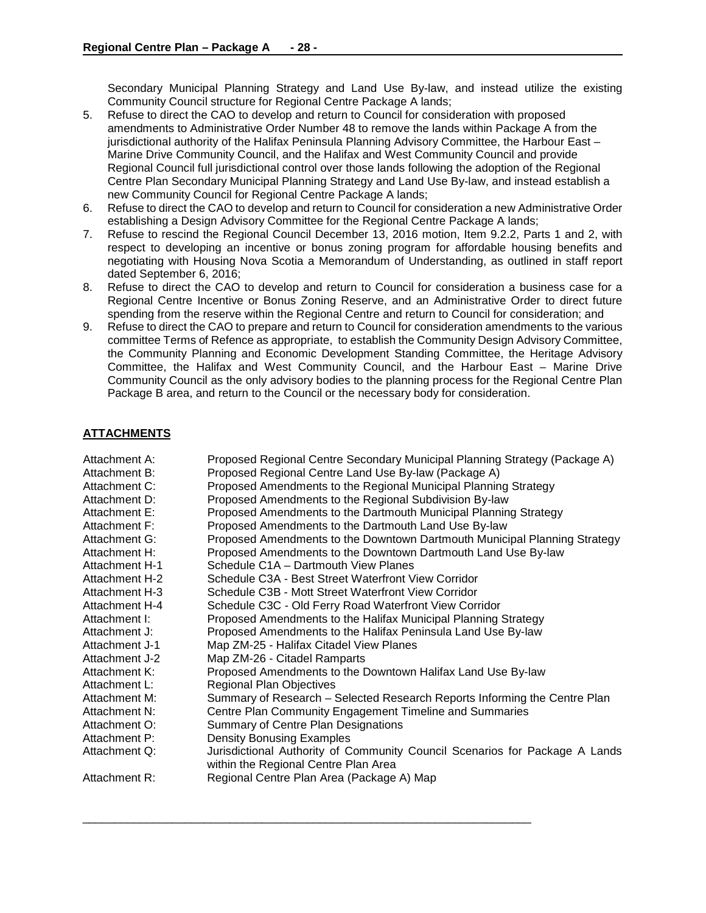Secondary Municipal Planning Strategy and Land Use By-law, and instead utilize the existing Community Council structure for Regional Centre Package A lands;

5. Refuse to direct the CAO to develop and return to Council for consideration with proposed amendments to Administrative Order Number 48 to remove the lands within Package A from the jurisdictional authority of the Halifax Peninsula Planning Advisory Committee, the Harbour East – Marine Drive Community Council, and the Halifax and West Community Council and provide Regional Council full jurisdictional control over those lands following the adoption of the Regional Centre Plan Secondary Municipal Planning Strategy and Land Use By-law, and instead establish a new Community Council for Regional Centre Package A lands;
6. Refuse to direct the CAO to develop and return to Council for consideration a new Administrative Order establishing a Design Advisory Committee for the Regional Centre Package A lands;
7. Refuse to rescind the Regional Council December 13, 2016 motion, Item 9.2.2, Parts 1 and 2, with respect to developing an incentive or bonus zoning program for affordable housing benefits and negotiating with Housing Nova Scotia a Memorandum of Understanding, as outlined in staff report dated September 6, 2016;
8. Refuse to direct the CAO to develop and return to Council for consideration a business case for a Regional Centre Incentive or Bonus Zoning Reserve, and an Administrative Order to direct future spending from the reserve within the Regional Centre and return to Council for consideration; and
9. Refuse to direct the CAO to prepare and return to Council for consideration amendments to the various committee Terms of Refence as appropriate, to establish the Community Design Advisory Committee, the Community Planning and Economic Development Standing Committee, the Heritage Advisory Committee, the Halifax and West Community Council, and the Harbour East – Marine Drive Community Council as the only advisory bodies to the planning process for the Regional Centre Plan Package B area, and return to the Council or the necessary body for consideration.

## ATTACHMENTS

| | |
|---|---|
| Attachment A: | Proposed Regional Centre Secondary Municipal Planning Strategy (Package A) |
| Attachment B: | Proposed Regional Centre Land Use By-law (Package A) |
| Attachment C: | Proposed Amendments to the Regional Municipal Planning Strategy |
| Attachment D: | Proposed Amendments to the Regional Subdivision By-law |
| Attachment E: | Proposed Amendments to the Dartmouth Municipal Planning Strategy |
| Attachment F: | Proposed Amendments to the Dartmouth Land Use By-law |
| Attachment G: | Proposed Amendments to the Downtown Dartmouth Municipal Planning Strategy |
| Attachment H: | Proposed Amendments to the Downtown Dartmouth Land Use By-law |
| Attachment H-1 | Schedule C1A – Dartmouth View Planes |
| Attachment H-2 | Schedule C3A - Best Street Waterfront View Corridor |
| Attachment H-3 | Schedule C3B - Mott Street Waterfront View Corridor |
| Attachment H-4 | Schedule C3C - Old Ferry Road Waterfront View Corridor |
| Attachment I: | Proposed Amendments to the Halifax Municipal Planning Strategy |
| Attachment J: | Proposed Amendments to the Halifax Peninsula Land Use By-law |
| Attachment J-1 | Map ZM-25 - Halifax Citadel View Planes |
| Attachment J-2 | Map ZM-26 - Citadel Ramparts |
| Attachment K: | Proposed Amendments to the Downtown Halifax Land Use By-law |
| Attachment L: | Regional Plan Objectives |
| Attachment M: | Summary of Research – Selected Research Reports Informing the Centre Plan |
| Attachment N: | Centre Plan Community Engagement Timeline and Summaries |
| Attachment O: | Summary of Centre Plan Designations |
| Attachment P: | Density Bonusing Examples |
| Attachment Q: | Jurisdictional Authority of Community Council Scenarios for Package A Lands within the Regional Centre Plan Area |
| Attachment R: | Regional Centre Plan Area (Package A) Map |

---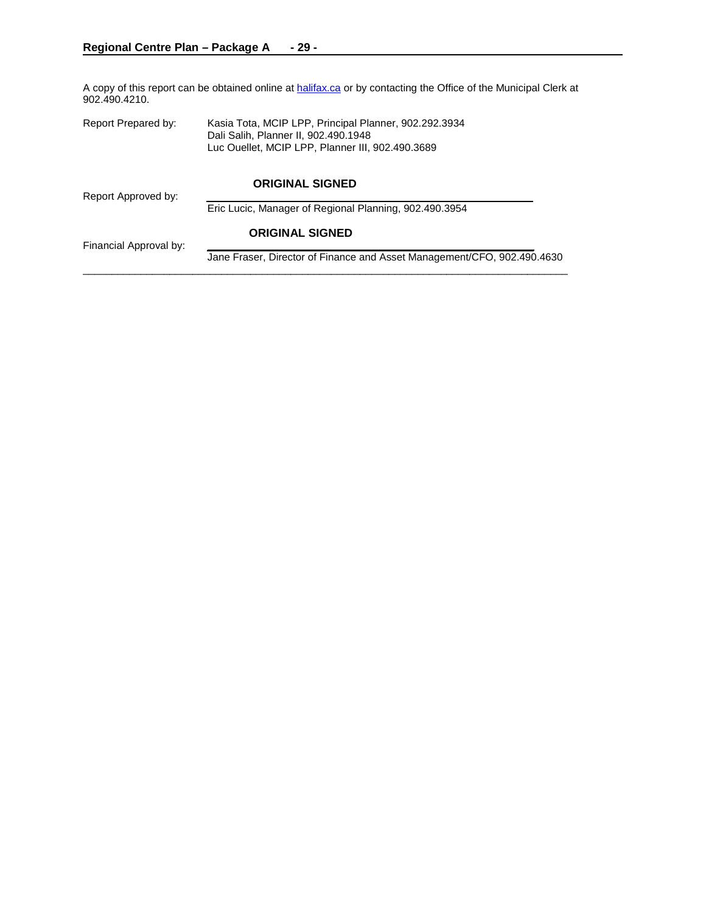A copy of this report can be obtained online at [halifax.ca](http://www.halifax.ca) or by contacting the Office of the Municipal Clerk at 902.490.4210.

| | |
|---|---|
| Report Prepared by: | Kasia Tota, MCIP LPP, Principal Planner, 902.292.3934<br>Dali Salih, Planner II, 902.490.1948<br>Luc Ouellet, MCIP LPP, Planner III, 902.490.3689 |
| Report Approved by: | **ORIGINAL SIGNED**<br>Eric Lucic, Manager of Regional Planning, 902.490.3954 |
| Financial Approval by: | **ORIGINAL SIGNED**<br>Jane Fraser, Director of Finance and Asset Management/CFO, 902.490.4630 |

---